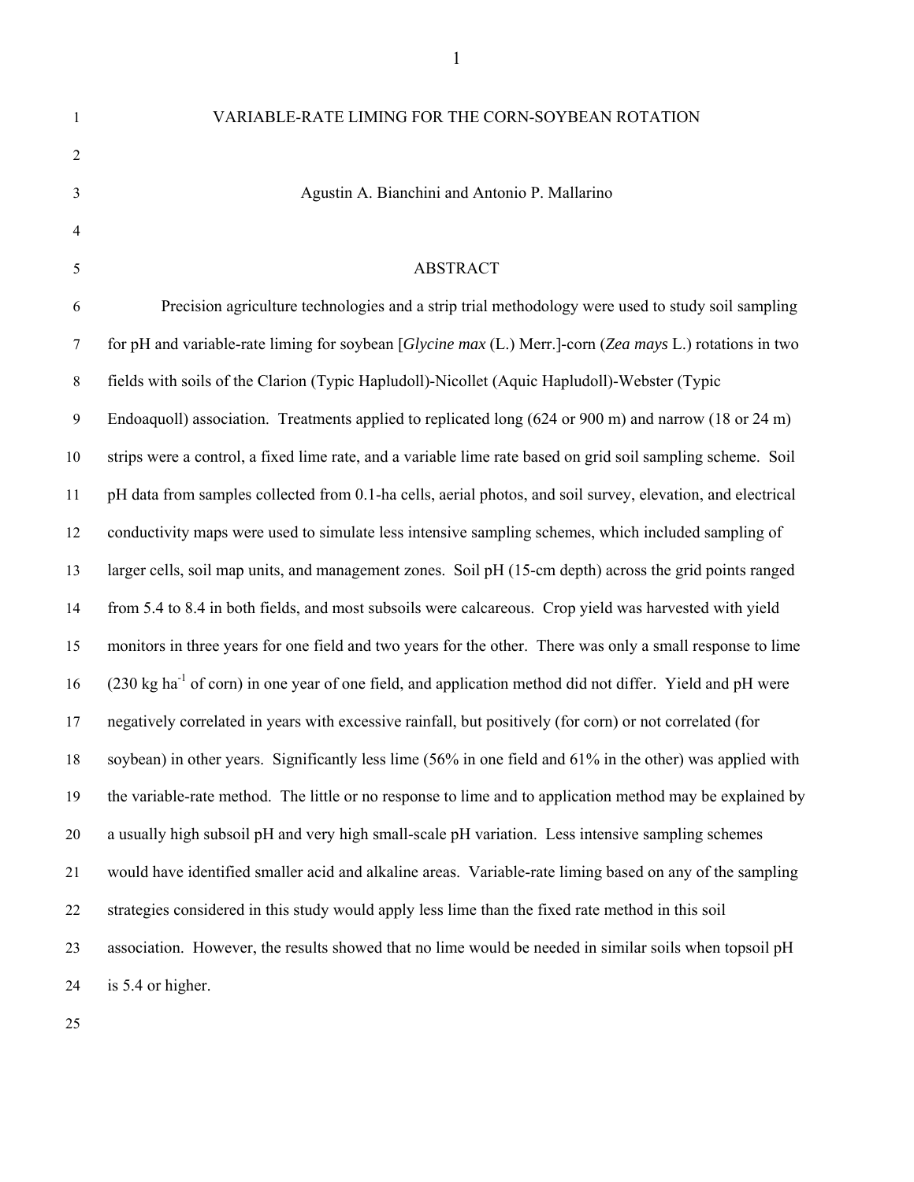# VARIABLE-RATE LIMING FOR THE CORN-SOYBEAN ROTATION

Agustin A. Bianchini and Antonio P. Mallarino

## ABSTRACT

Precision agriculture technologies and a strip trial methodology were used to study soil sampling for pH and variable-rate liming for soybean [*Glycine max* (L.) Merr.]-corn (*Zea mays* L.) rotations in two fields with soils of the Clarion (Typic Hapludoll)-Nicollet (Aquic Hapludoll)-Webster (Typic Endoaquoll) association. Treatments applied to replicated long (624 or 900 m) and narrow (18 or 24 m) strips were a control, a fixed lime rate, and a variable lime rate based on grid soil sampling scheme. Soil pH data from samples collected from 0.1-ha cells, aerial photos, and soil survey, elevation, and electrical conductivity maps were used to simulate less intensive sampling schemes, which included sampling of larger cells, soil map units, and management zones. Soil pH (15-cm depth) across the grid points ranged from 5.4 to 8.4 in both fields, and most subsoils were calcareous. Crop yield was harvested with yield monitors in three years for one field and two years for the other. There was only a small response to lime (230 kg ha$^{-1}$ of corn) in one year of one field, and application method did not differ. Yield and pH were negatively correlated in years with excessive rainfall, but positively (for corn) or not correlated (for soybean) in other years. Significantly less lime (56% in one field and 61% in the other) was applied with the variable-rate method. The little or no response to lime and to application method may be explained by a usually high subsoil pH and very high small-scale pH variation. Less intensive sampling schemes would have identified smaller acid and alkaline areas. Variable-rate liming based on any of the sampling strategies considered in this study would apply less lime than the fixed rate method in this soil association. However, the results showed that no lime would be needed in similar soils when topsoil pH is 5.4 or higher.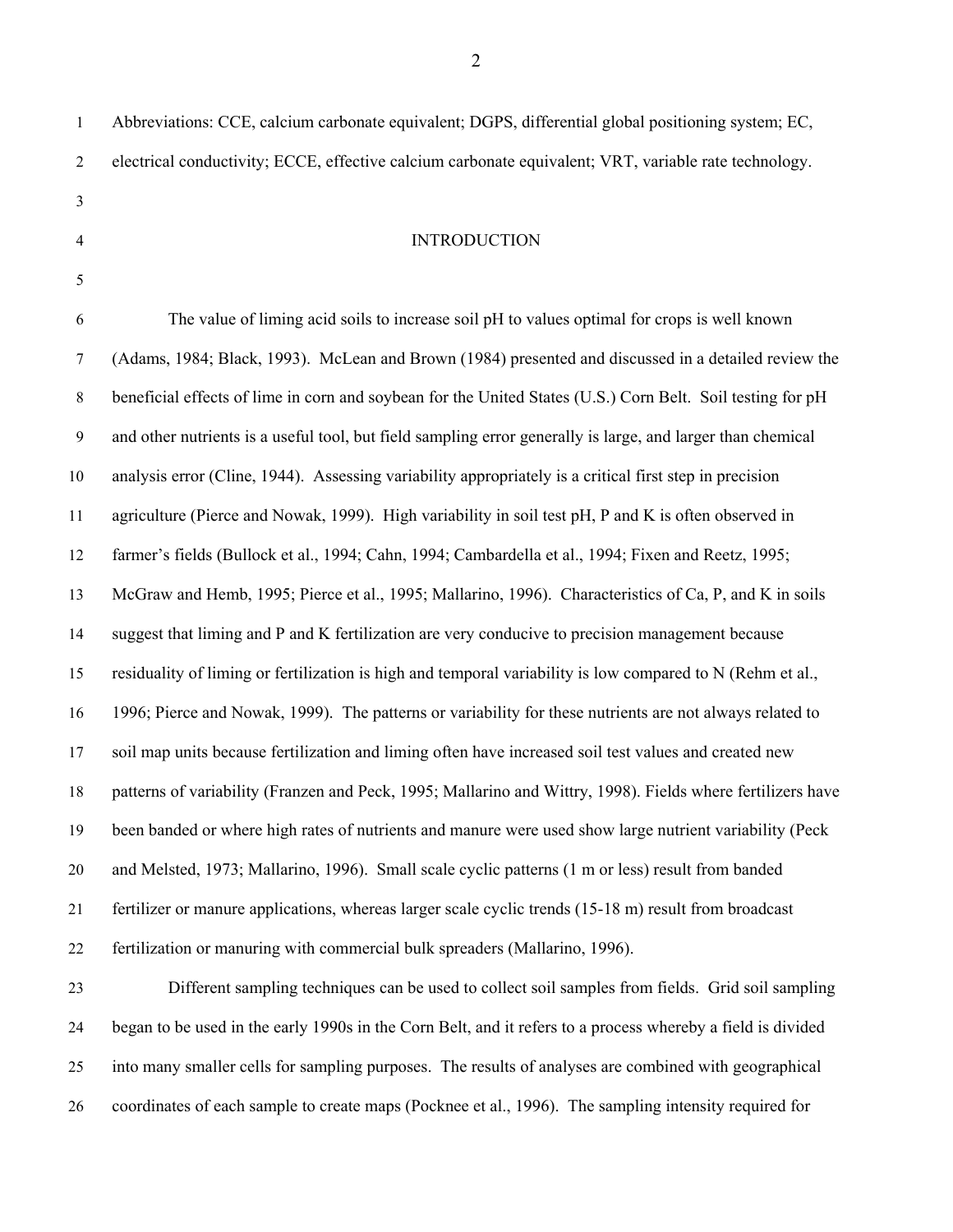Abbreviations: CCE, calcium carbonate equivalent; DGPS, differential global positioning system; EC, electrical conductivity; ECCE, effective calcium carbonate equivalent; VRT, variable rate technology.

## INTRODUCTION

The value of liming acid soils to increase soil pH to values optimal for crops is well known (Adams, 1984; Black, 1993). McLean and Brown (1984) presented and discussed in a detailed review the beneficial effects of lime in corn and soybean for the United States (U.S.) Corn Belt. Soil testing for pH and other nutrients is a useful tool, but field sampling error generally is large, and larger than chemical analysis error (Cline, 1944). Assessing variability appropriately is a critical first step in precision agriculture (Pierce and Nowak, 1999). High variability in soil test pH, P and K is often observed in farmer's fields (Bullock et al., 1994; Cahn, 1994; Cambardella et al., 1994; Fixen and Reetz, 1995; McGraw and Hemb, 1995; Pierce et al., 1995; Mallarino, 1996). Characteristics of Ca, P, and K in soils suggest that liming and P and K fertilization are very conducive to precision management because residuality of liming or fertilization is high and temporal variability is low compared to N (Rehm et al., 1996; Pierce and Nowak, 1999). The patterns or variability for these nutrients are not always related to soil map units because fertilization and liming often have increased soil test values and created new patterns of variability (Franzen and Peck, 1995; Mallarino and Wittry, 1998). Fields where fertilizers have been banded or where high rates of nutrients and manure were used show large nutrient variability (Peck and Melsted, 1973; Mallarino, 1996). Small scale cyclic patterns (1 m or less) result from banded fertilizer or manure applications, whereas larger scale cyclic trends (15-18 m) result from broadcast fertilization or manuring with commercial bulk spreaders (Mallarino, 1996).

Different sampling techniques can be used to collect soil samples from fields. Grid soil sampling began to be used in the early 1990s in the Corn Belt, and it refers to a process whereby a field is divided into many smaller cells for sampling purposes. The results of analyses are combined with geographical coordinates of each sample to create maps (Pocknee et al., 1996). The sampling intensity required for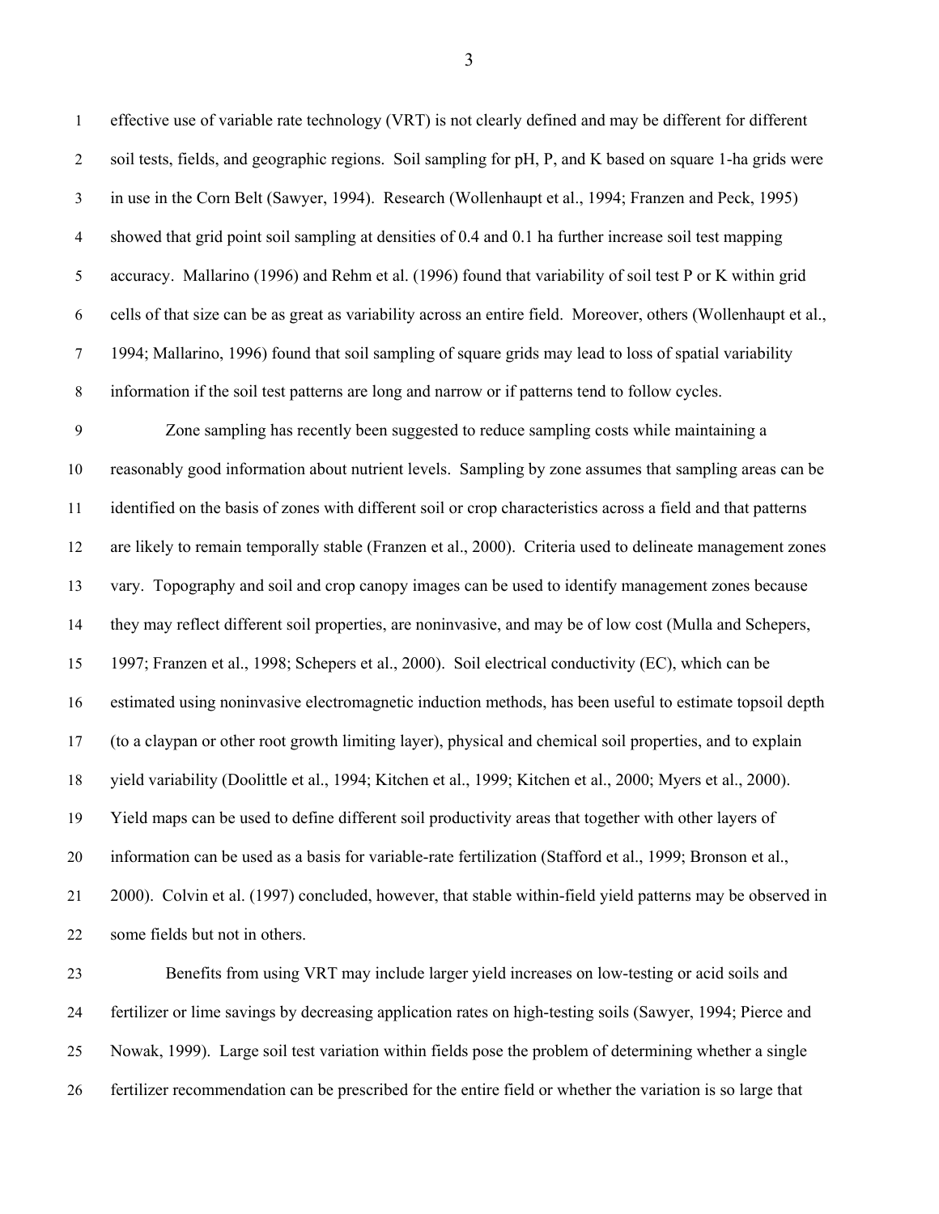effective use of variable rate technology (VRT) is not clearly defined and may be different for different soil tests, fields, and geographic regions. Soil sampling for pH, P, and K based on square 1-ha grids were in use in the Corn Belt (Sawyer, 1994). Research (Wollenhaupt et al., 1994; Franzen and Peck, 1995) showed that grid point soil sampling at densities of 0.4 and 0.1 ha further increase soil test mapping accuracy. Mallarino (1996) and Rehm et al. (1996) found that variability of soil test P or K within grid cells of that size can be as great as variability across an entire field. Moreover, others (Wollenhaupt et al., 1994; Mallarino, 1996) found that soil sampling of square grids may lead to loss of spatial variability information if the soil test patterns are long and narrow or if patterns tend to follow cycles.

Zone sampling has recently been suggested to reduce sampling costs while maintaining a reasonably good information about nutrient levels. Sampling by zone assumes that sampling areas can be identified on the basis of zones with different soil or crop characteristics across a field and that patterns are likely to remain temporally stable (Franzen et al., 2000). Criteria used to delineate management zones vary. Topography and soil and crop canopy images can be used to identify management zones because they may reflect different soil properties, are noninvasive, and may be of low cost (Mulla and Schepers, 1997; Franzen et al., 1998; Schepers et al., 2000). Soil electrical conductivity (EC), which can be estimated using noninvasive electromagnetic induction methods, has been useful to estimate topsoil depth (to a claypan or other root growth limiting layer), physical and chemical soil properties, and to explain yield variability (Doolittle et al., 1994; Kitchen et al., 1999; Kitchen et al., 2000; Myers et al., 2000). Yield maps can be used to define different soil productivity areas that together with other layers of information can be used as a basis for variable-rate fertilization (Stafford et al., 1999; Bronson et al., 2000). Colvin et al. (1997) concluded, however, that stable within-field yield patterns may be observed in some fields but not in others.

Benefits from using VRT may include larger yield increases on low-testing or acid soils and fertilizer or lime savings by decreasing application rates on high-testing soils (Sawyer, 1994; Pierce and Nowak, 1999). Large soil test variation within fields pose the problem of determining whether a single fertilizer recommendation can be prescribed for the entire field or whether the variation is so large that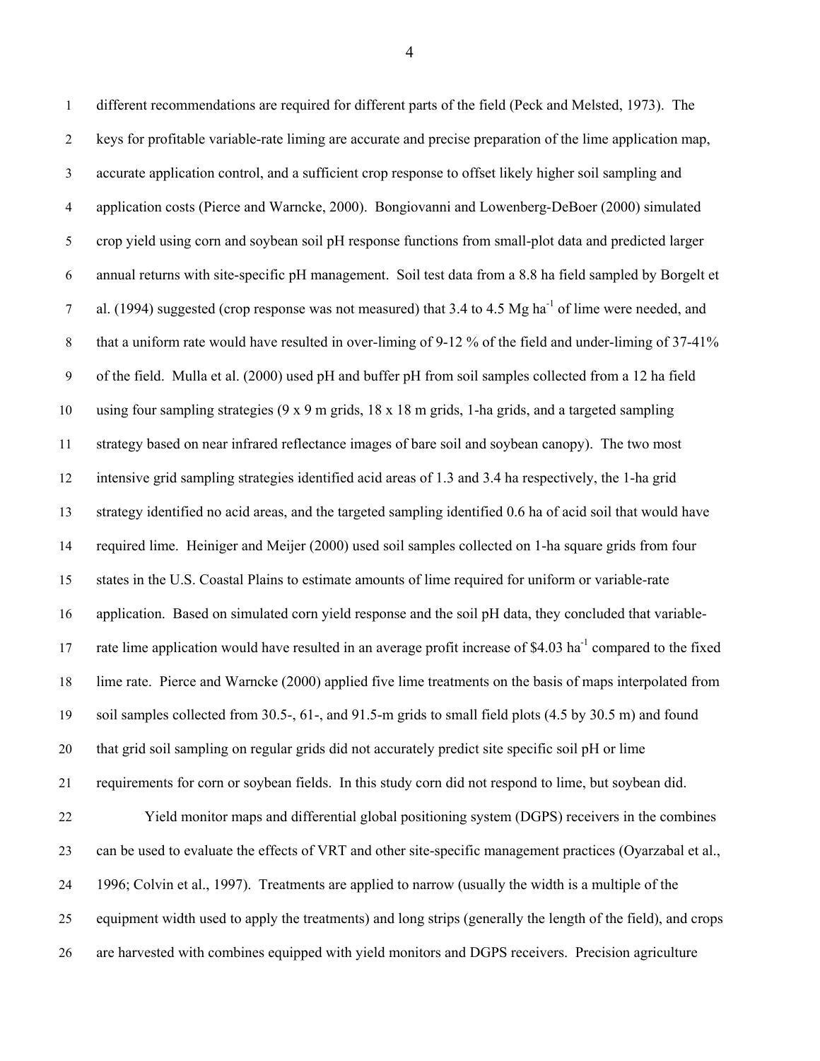different recommendations are required for different parts of the field (Peck and Melsted, 1973). The keys for profitable variable-rate liming are accurate and precise preparation of the lime application map, accurate application control, and a sufficient crop response to offset likely higher soil sampling and application costs (Pierce and Warncke, 2000). Bongiovanni and Lowenberg-DeBoer (2000) simulated crop yield using corn and soybean soil pH response functions from small-plot data and predicted larger annual returns with site-specific pH management. Soil test data from a 8.8 ha field sampled by Borgelt et al. (1994) suggested (crop response was not measured) that 3.4 to 4.5 Mg $ha^{-1}$ of lime were needed, and that a uniform rate would have resulted in over-liming of 9-12 % of the field and under-liming of 37-41% of the field. Mulla et al. (2000) used pH and buffer pH from soil samples collected from a 12 ha field using four sampling strategies (9 x 9 m grids, 18 x 18 m grids, 1-ha grids, and a targeted sampling strategy based on near infrared reflectance images of bare soil and soybean canopy). The two most intensive grid sampling strategies identified acid areas of 1.3 and 3.4 ha respectively, the 1-ha grid strategy identified no acid areas, and the targeted sampling identified 0.6 ha of acid soil that would have required lime. Heiniger and Meijer (2000) used soil samples collected on 1-ha square grids from four states in the U.S. Coastal Plains to estimate amounts of lime required for uniform or variable-rate application. Based on simulated corn yield response and the soil pH data, they concluded that variable-rate lime application would have resulted in an average profit increase of \$4.03 $ha^{-1}$ compared to the fixed lime rate. Pierce and Warncke (2000) applied five lime treatments on the basis of maps interpolated from soil samples collected from 30.5-, 61-, and 91.5-m grids to small field plots (4.5 by 30.5 m) and found that grid soil sampling on regular grids did not accurately predict site specific soil pH or lime requirements for corn or soybean fields. In this study corn did not respond to lime, but soybean did.

Yield monitor maps and differential global positioning system (DGPS) receivers in the combines can be used to evaluate the effects of VRT and other site-specific management practices (Oyarzabal et al., 1996; Colvin et al., 1997). Treatments are applied to narrow (usually the width is a multiple of the equipment width used to apply the treatments) and long strips (generally the length of the field), and crops are harvested with combines equipped with yield monitors and DGPS receivers. Precision agriculture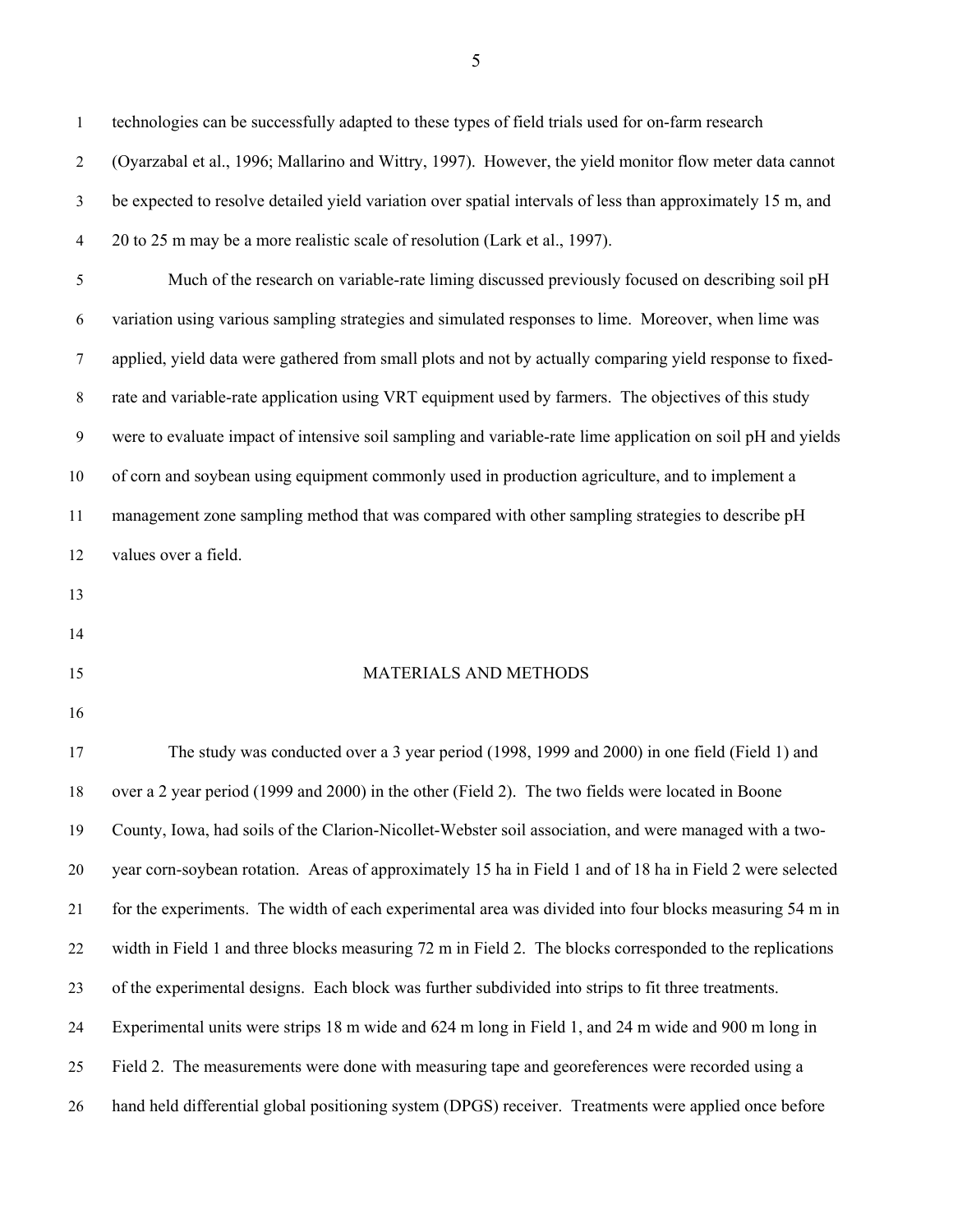technologies can be successfully adapted to these types of field trials used for on-farm research (Oyarzabal et al., 1996; Mallarino and Wittry, 1997). However, the yield monitor flow meter data cannot be expected to resolve detailed yield variation over spatial intervals of less than approximately 15 m, and 20 to 25 m may be a more realistic scale of resolution (Lark et al., 1997).

Much of the research on variable-rate liming discussed previously focused on describing soil pH variation using various sampling strategies and simulated responses to lime. Moreover, when lime was applied, yield data were gathered from small plots and not by actually comparing yield response to fixed-rate and variable-rate application using VRT equipment used by farmers. The objectives of this study were to evaluate impact of intensive soil sampling and variable-rate lime application on soil pH and yields of corn and soybean using equipment commonly used in production agriculture, and to implement a management zone sampling method that was compared with other sampling strategies to describe pH values over a field.

## MATERIALS AND METHODS

The study was conducted over a 3 year period (1998, 1999 and 2000) in one field (Field 1) and over a 2 year period (1999 and 2000) in the other (Field 2). The two fields were located in Boone County, Iowa, had soils of the Clarion-Nicollet-Webster soil association, and were managed with a two-year corn-soybean rotation. Areas of approximately 15 ha in Field 1 and of 18 ha in Field 2 were selected for the experiments. The width of each experimental area was divided into four blocks measuring 54 m in width in Field 1 and three blocks measuring 72 m in Field 2. The blocks corresponded to the replications of the experimental designs. Each block was further subdivided into strips to fit three treatments. Experimental units were strips 18 m wide and 624 m long in Field 1, and 24 m wide and 900 m long in Field 2. The measurements were done with measuring tape and georeferences were recorded using a hand held differential global positioning system (DPGS) receiver. Treatments were applied once before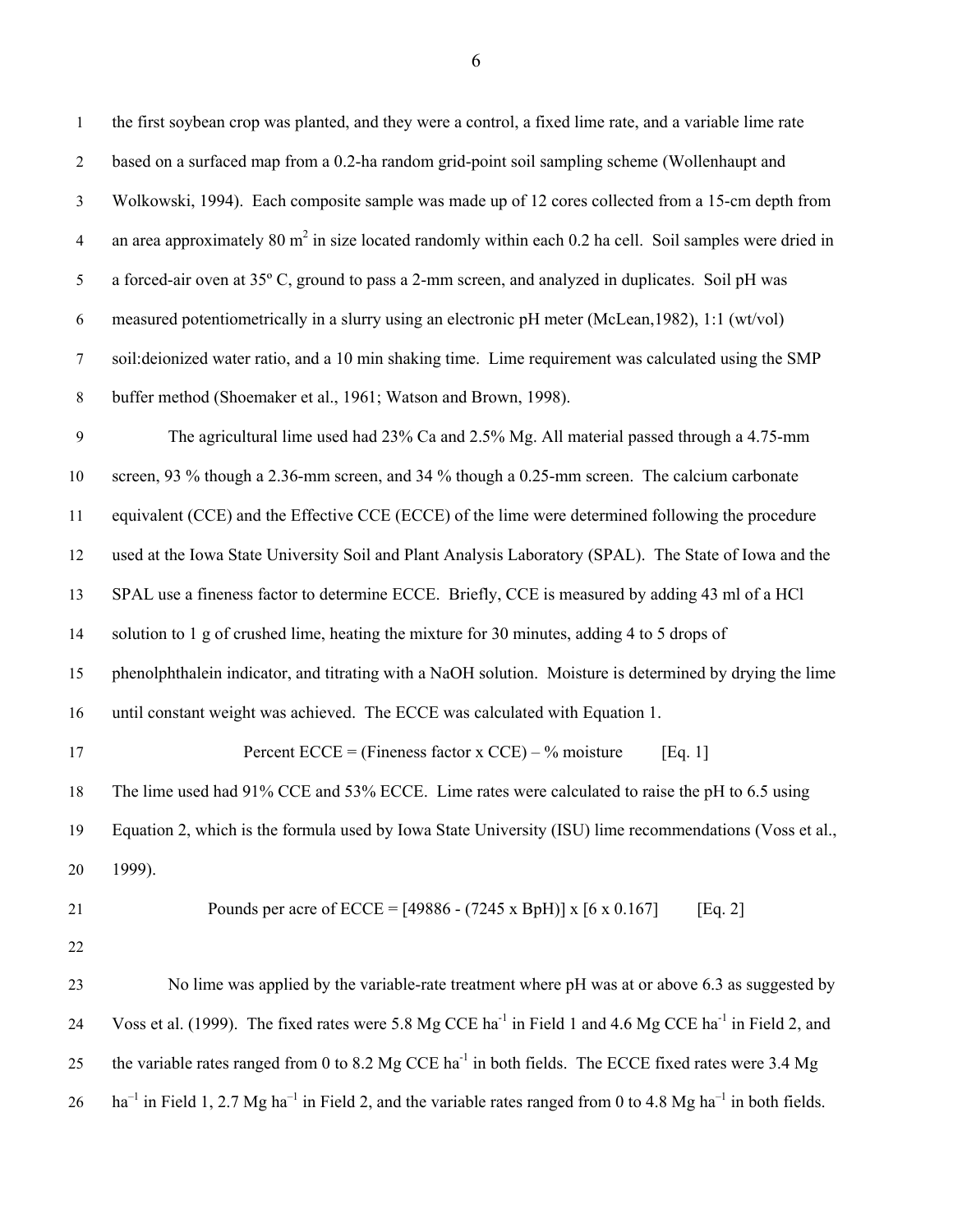the first soybean crop was planted, and they were a control, a fixed lime rate, and a variable lime rate based on a surfaced map from a 0.2-ha random grid-point soil sampling scheme (Wollenhaupt and Wolkowski, 1994). Each composite sample was made up of 12 cores collected from a 15-cm depth from an area approximately 80 $m^2$ in size located randomly within each 0.2 ha cell. Soil samples were dried in a forced-air oven at 35º C, ground to pass a 2-mm screen, and analyzed in duplicates. Soil pH was measured potentiometrically in a slurry using an electronic pH meter (McLean,1982), 1:1 (wt/vol) soil:deionized water ratio, and a 10 min shaking time. Lime requirement was calculated using the SMP buffer method (Shoemaker et al., 1961; Watson and Brown, 1998).

The agricultural lime used had 23% Ca and 2.5% Mg. All material passed through a 4.75-mm screen, 93 % though a 2.36-mm screen, and 34 % though a 0.25-mm screen. The calcium carbonate equivalent (CCE) and the Effective CCE (ECCE) of the lime were determined following the procedure used at the Iowa State University Soil and Plant Analysis Laboratory (SPAL). The State of Iowa and the SPAL use a fineness factor to determine ECCE. Briefly, CCE is measured by adding 43 ml of a HCl solution to 1 g of crushed lime, heating the mixture for 30 minutes, adding 4 to 5 drops of phenolphthalein indicator, and titrating with a NaOH solution. Moisture is determined by drying the lime until constant weight was achieved. The ECCE was calculated with Equation 1.

$$\text{Percent ECCE} = (\text{Fineness factor} \times \text{CCE}) - \%\ \text{moisture} \qquad \text{[Eq. 1]}$$

The lime used had 91% CCE and 53% ECCE. Lime rates were calculated to raise the pH to 6.5 using Equation 2, which is the formula used by Iowa State University (ISU) lime recommendations (Voss et al., 1999).

$$\text{Pounds per acre of ECCE} = [49886 - (7245 \times \text{BpH})] \times [6 \times 0.167] \qquad \text{[Eq. 2]}$$

No lime was applied by the variable-rate treatment where pH was at or above 6.3 as suggested by Voss et al. (1999). The fixed rates were 5.8 Mg CCE $ha^{-1}$ in Field 1 and 4.6 Mg CCE $ha^{-1}$ in Field 2, and the variable rates ranged from 0 to 8.2 Mg CCE $ha^{-1}$ in both fields. The ECCE fixed rates were 3.4 Mg $ha^{-1}$ in Field 1, 2.7 Mg $ha^{-1}$ in Field 2, and the variable rates ranged from 0 to 4.8 Mg $ha^{-1}$ in both fields.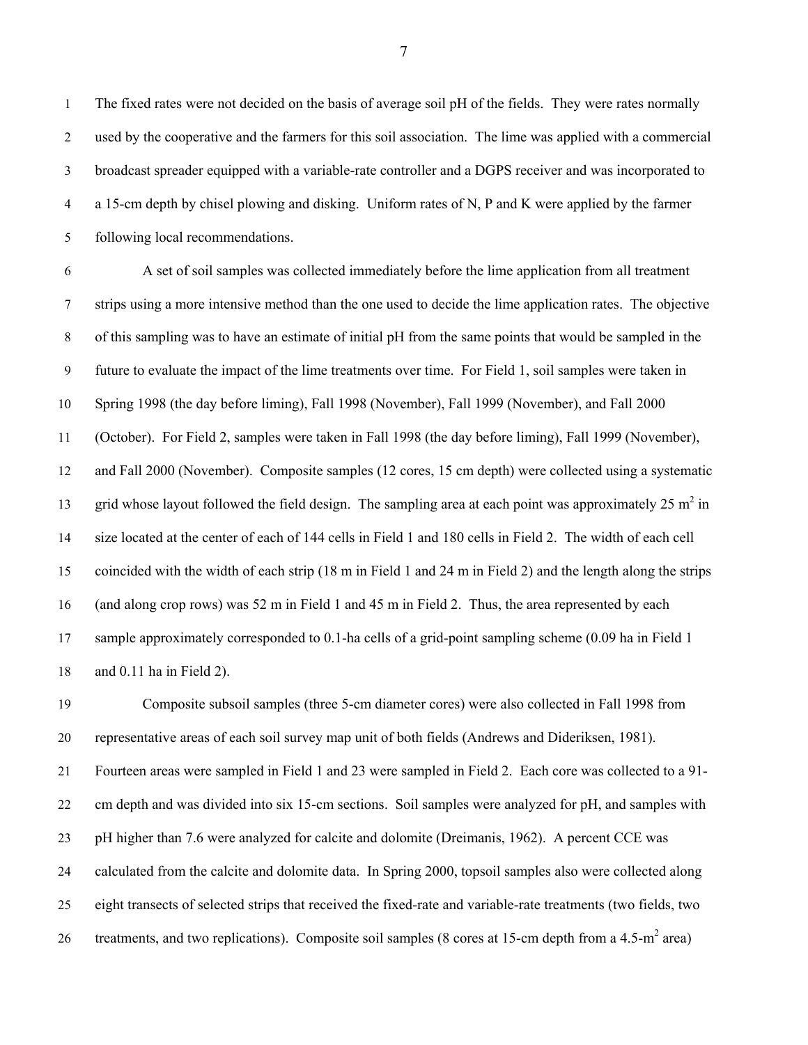The fixed rates were not decided on the basis of average soil pH of the fields. They were rates normally used by the cooperative and the farmers for this soil association. The lime was applied with a commercial broadcast spreader equipped with a variable-rate controller and a DGPS receiver and was incorporated to a 15-cm depth by chisel plowing and disking. Uniform rates of N, P and K were applied by the farmer following local recommendations.

A set of soil samples was collected immediately before the lime application from all treatment strips using a more intensive method than the one used to decide the lime application rates. The objective of this sampling was to have an estimate of initial pH from the same points that would be sampled in the future to evaluate the impact of the lime treatments over time. For Field 1, soil samples were taken in Spring 1998 (the day before liming), Fall 1998 (November), Fall 1999 (November), and Fall 2000 (October). For Field 2, samples were taken in Fall 1998 (the day before liming), Fall 1999 (November), and Fall 2000 (November). Composite samples (12 cores, 15 cm depth) were collected using a systematic grid whose layout followed the field design. The sampling area at each point was approximately 25 $m^2$ in size located at the center of each of 144 cells in Field 1 and 180 cells in Field 2. The width of each cell coincided with the width of each strip (18 m in Field 1 and 24 m in Field 2) and the length along the strips (and along crop rows) was 52 m in Field 1 and 45 m in Field 2. Thus, the area represented by each sample approximately corresponded to 0.1-ha cells of a grid-point sampling scheme (0.09 ha in Field 1 and 0.11 ha in Field 2).

Composite subsoil samples (three 5-cm diameter cores) were also collected in Fall 1998 from representative areas of each soil survey map unit of both fields (Andrews and Dideriksen, 1981). Fourteen areas were sampled in Field 1 and 23 were sampled in Field 2. Each core was collected to a 91-cm depth and was divided into six 15-cm sections. Soil samples were analyzed for pH, and samples with pH higher than 7.6 were analyzed for calcite and dolomite (Dreimanis, 1962). A percent CCE was calculated from the calcite and dolomite data. In Spring 2000, topsoil samples also were collected along eight transects of selected strips that received the fixed-rate and variable-rate treatments (two fields, two treatments, and two replications). Composite soil samples (8 cores at 15-cm depth from a 4.5-$m^2$ area)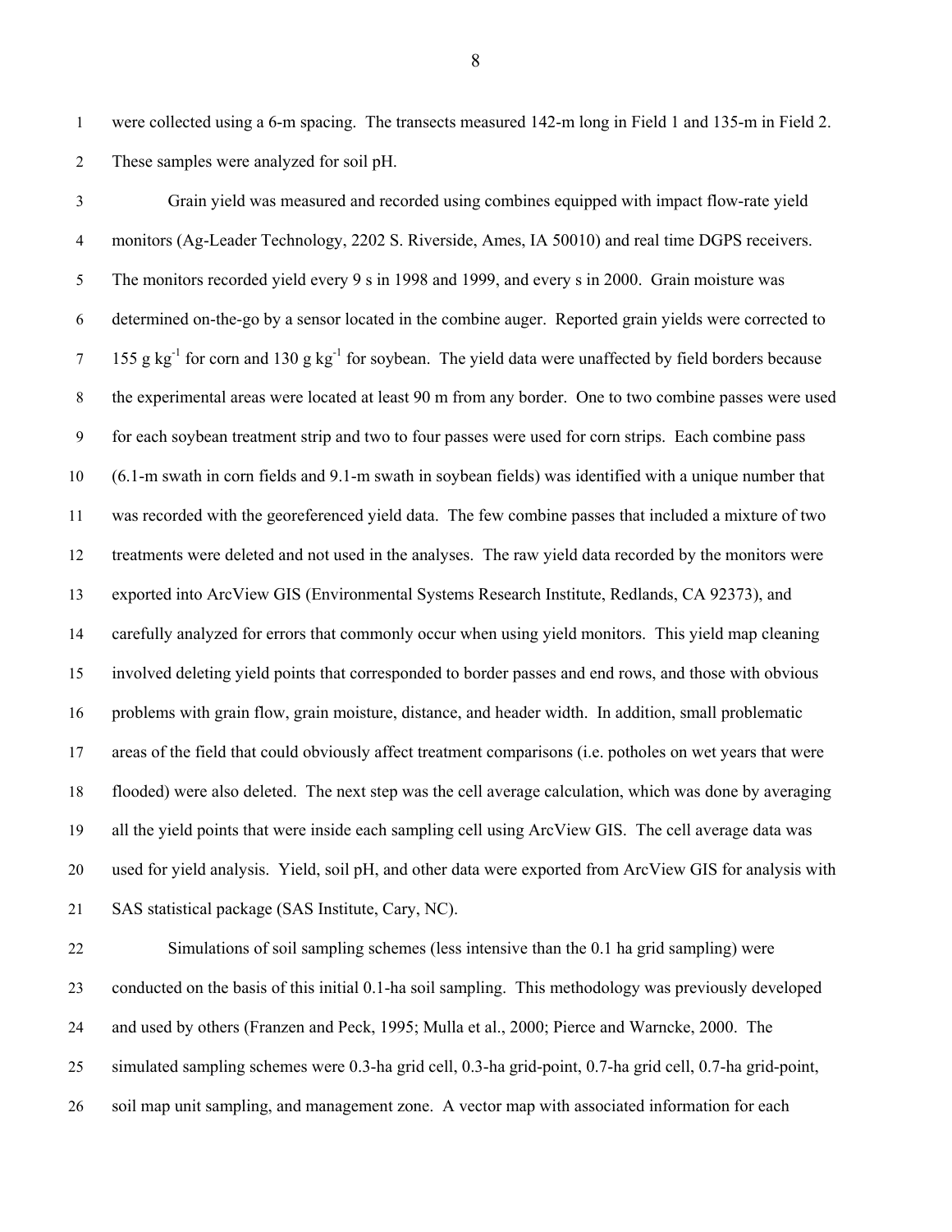were collected using a 6-m spacing. The transects measured 142-m long in Field 1 and 135-m in Field 2. These samples were analyzed for soil pH.

Grain yield was measured and recorded using combines equipped with impact flow-rate yield monitors (Ag-Leader Technology, 2202 S. Riverside, Ames, IA 50010) and real time DGPS receivers. The monitors recorded yield every 9 s in 1998 and 1999, and every s in 2000. Grain moisture was determined on-the-go by a sensor located in the combine auger. Reported grain yields were corrected to 155 g kg$^{-1}$ for corn and 130 g kg$^{-1}$ for soybean. The yield data were unaffected by field borders because the experimental areas were located at least 90 m from any border. One to two combine passes were used for each soybean treatment strip and two to four passes were used for corn strips. Each combine pass (6.1-m swath in corn fields and 9.1-m swath in soybean fields) was identified with a unique number that was recorded with the georeferenced yield data. The few combine passes that included a mixture of two treatments were deleted and not used in the analyses. The raw yield data recorded by the monitors were exported into ArcView GIS (Environmental Systems Research Institute, Redlands, CA 92373), and carefully analyzed for errors that commonly occur when using yield monitors. This yield map cleaning involved deleting yield points that corresponded to border passes and end rows, and those with obvious problems with grain flow, grain moisture, distance, and header width. In addition, small problematic areas of the field that could obviously affect treatment comparisons (i.e. potholes on wet years that were flooded) were also deleted. The next step was the cell average calculation, which was done by averaging all the yield points that were inside each sampling cell using ArcView GIS. The cell average data was used for yield analysis. Yield, soil pH, and other data were exported from ArcView GIS for analysis with SAS statistical package (SAS Institute, Cary, NC).

Simulations of soil sampling schemes (less intensive than the 0.1 ha grid sampling) were conducted on the basis of this initial 0.1-ha soil sampling. This methodology was previously developed and used by others (Franzen and Peck, 1995; Mulla et al., 2000; Pierce and Warncke, 2000. The simulated sampling schemes were 0.3-ha grid cell, 0.3-ha grid-point, 0.7-ha grid cell, 0.7-ha grid-point, soil map unit sampling, and management zone. A vector map with associated information for each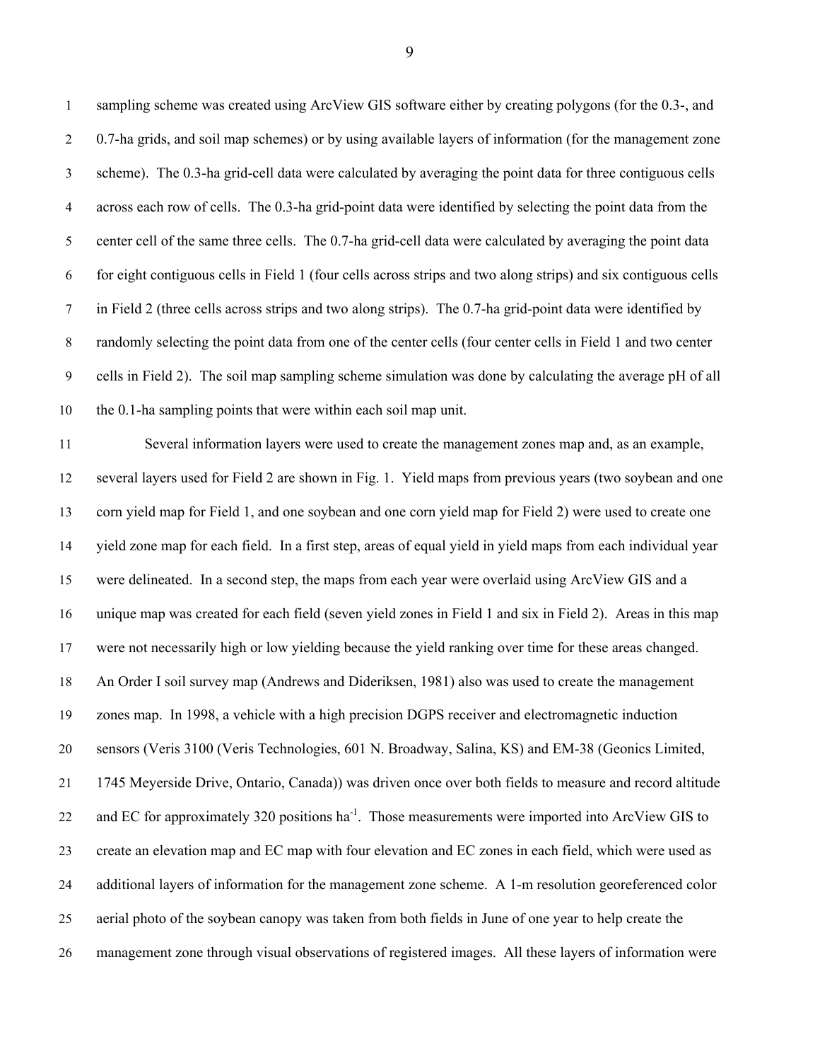sampling scheme was created using ArcView GIS software either by creating polygons (for the 0.3-, and 0.7-ha grids, and soil map schemes) or by using available layers of information (for the management zone scheme). The 0.3-ha grid-cell data were calculated by averaging the point data for three contiguous cells across each row of cells. The 0.3-ha grid-point data were identified by selecting the point data from the center cell of the same three cells. The 0.7-ha grid-cell data were calculated by averaging the point data for eight contiguous cells in Field 1 (four cells across strips and two along strips) and six contiguous cells in Field 2 (three cells across strips and two along strips). The 0.7-ha grid-point data were identified by randomly selecting the point data from one of the center cells (four center cells in Field 1 and two center cells in Field 2). The soil map sampling scheme simulation was done by calculating the average pH of all the 0.1-ha sampling points that were within each soil map unit.

Several information layers were used to create the management zones map and, as an example, several layers used for Field 2 are shown in Fig. 1. Yield maps from previous years (two soybean and one corn yield map for Field 1, and one soybean and one corn yield map for Field 2) were used to create one yield zone map for each field. In a first step, areas of equal yield in yield maps from each individual year were delineated. In a second step, the maps from each year were overlaid using ArcView GIS and a unique map was created for each field (seven yield zones in Field 1 and six in Field 2). Areas in this map were not necessarily high or low yielding because the yield ranking over time for these areas changed. An Order I soil survey map (Andrews and Dideriksen, 1981) also was used to create the management zones map. In 1998, a vehicle with a high precision DGPS receiver and electromagnetic induction sensors (Veris 3100 (Veris Technologies, 601 N. Broadway, Salina, KS) and EM-38 (Geonics Limited, 1745 Meyerside Drive, Ontario, Canada)) was driven once over both fields to measure and record altitude and EC for approximately 320 positions $ha^{-1}$. Those measurements were imported into ArcView GIS to create an elevation map and EC map with four elevation and EC zones in each field, which were used as additional layers of information for the management zone scheme. A 1-m resolution georeferenced color aerial photo of the soybean canopy was taken from both fields in June of one year to help create the management zone through visual observations of registered images. All these layers of information were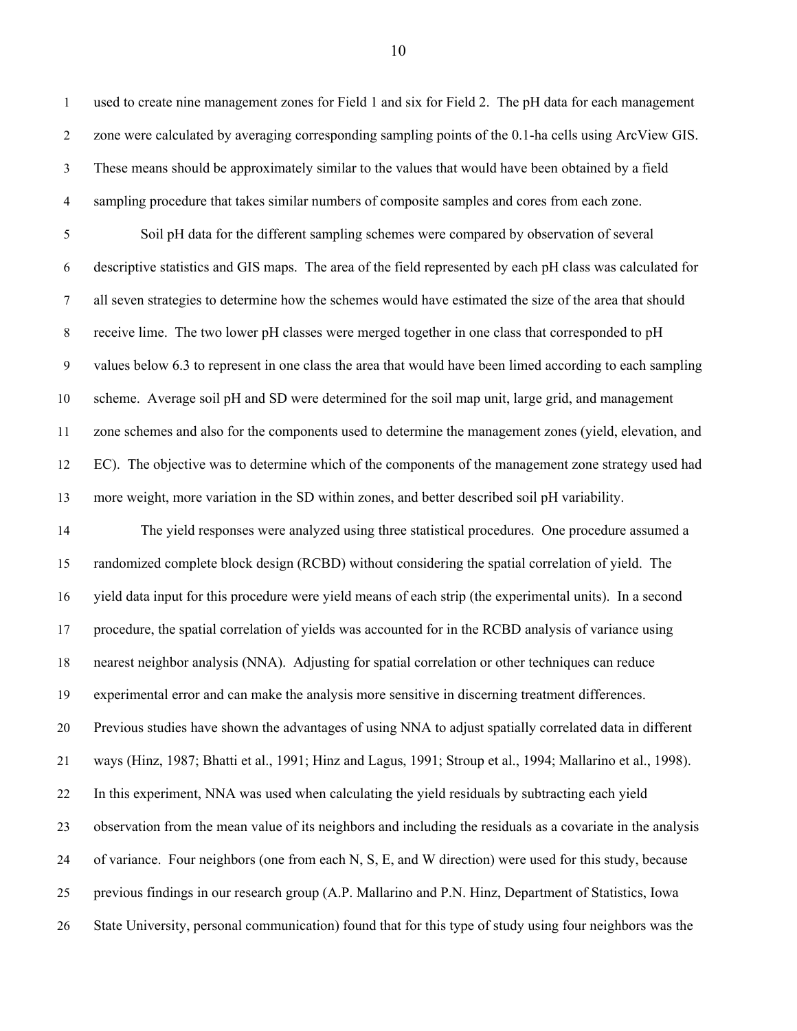used to create nine management zones for Field 1 and six for Field 2. The pH data for each management zone were calculated by averaging corresponding sampling points of the 0.1-ha cells using ArcView GIS. These means should be approximately similar to the values that would have been obtained by a field sampling procedure that takes similar numbers of composite samples and cores from each zone.

Soil pH data for the different sampling schemes were compared by observation of several descriptive statistics and GIS maps. The area of the field represented by each pH class was calculated for all seven strategies to determine how the schemes would have estimated the size of the area that should receive lime. The two lower pH classes were merged together in one class that corresponded to pH values below 6.3 to represent in one class the area that would have been limed according to each sampling scheme. Average soil pH and SD were determined for the soil map unit, large grid, and management zone schemes and also for the components used to determine the management zones (yield, elevation, and EC). The objective was to determine which of the components of the management zone strategy used had more weight, more variation in the SD within zones, and better described soil pH variability.

The yield responses were analyzed using three statistical procedures. One procedure assumed a randomized complete block design (RCBD) without considering the spatial correlation of yield. The yield data input for this procedure were yield means of each strip (the experimental units). In a second procedure, the spatial correlation of yields was accounted for in the RCBD analysis of variance using nearest neighbor analysis (NNA). Adjusting for spatial correlation or other techniques can reduce experimental error and can make the analysis more sensitive in discerning treatment differences. Previous studies have shown the advantages of using NNA to adjust spatially correlated data in different ways (Hinz, 1987; Bhatti et al., 1991; Hinz and Lagus, 1991; Stroup et al., 1994; Mallarino et al., 1998). In this experiment, NNA was used when calculating the yield residuals by subtracting each yield observation from the mean value of its neighbors and including the residuals as a covariate in the analysis of variance. Four neighbors (one from each N, S, E, and W direction) were used for this study, because previous findings in our research group (A.P. Mallarino and P.N. Hinz, Department of Statistics, Iowa State University, personal communication) found that for this type of study using four neighbors was the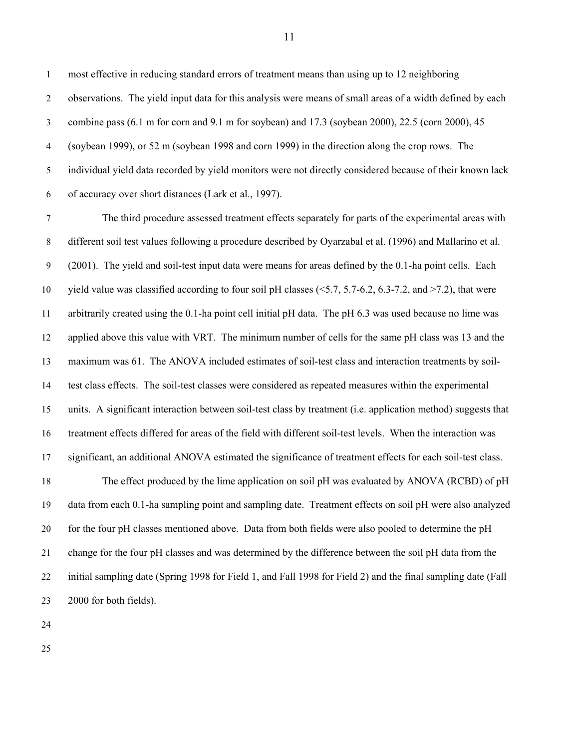most effective in reducing standard errors of treatment means than using up to 12 neighboring observations. The yield input data for this analysis were means of small areas of a width defined by each combine pass (6.1 m for corn and 9.1 m for soybean) and 17.3 (soybean 2000), 22.5 (corn 2000), 45 (soybean 1999), or 52 m (soybean 1998 and corn 1999) in the direction along the crop rows. The individual yield data recorded by yield monitors were not directly considered because of their known lack of accuracy over short distances (Lark et al., 1997).

The third procedure assessed treatment effects separately for parts of the experimental areas with different soil test values following a procedure described by Oyarzabal et al. (1996) and Mallarino et al. (2001). The yield and soil-test input data were means for areas defined by the 0.1-ha point cells. Each yield value was classified according to four soil pH classes (<5.7, 5.7-6.2, 6.3-7.2, and >7.2), that were arbitrarily created using the 0.1-ha point cell initial pH data. The pH 6.3 was used because no lime was applied above this value with VRT. The minimum number of cells for the same pH class was 13 and the maximum was 61. The ANOVA included estimates of soil-test class and interaction treatments by soil-test class effects. The soil-test classes were considered as repeated measures within the experimental units. A significant interaction between soil-test class by treatment (i.e. application method) suggests that treatment effects differed for areas of the field with different soil-test levels. When the interaction was significant, an additional ANOVA estimated the significance of treatment effects for each soil-test class.

The effect produced by the lime application on soil pH was evaluated by ANOVA (RCBD) of pH data from each 0.1-ha sampling point and sampling date. Treatment effects on soil pH were also analyzed for the four pH classes mentioned above. Data from both fields were also pooled to determine the pH change for the four pH classes and was determined by the difference between the soil pH data from the initial sampling date (Spring 1998 for Field 1, and Fall 1998 for Field 2) and the final sampling date (Fall 2000 for both fields).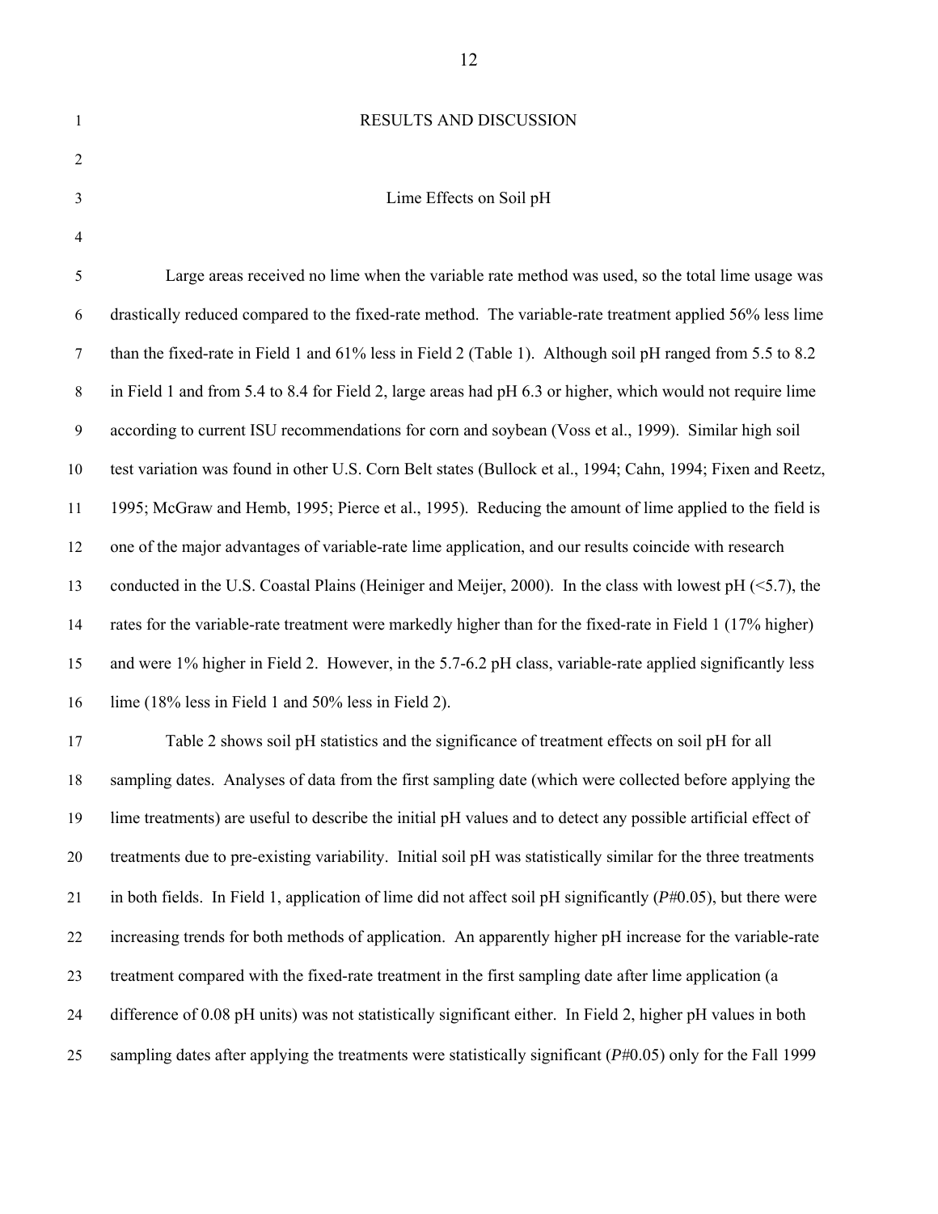# RESULTS AND DISCUSSION

## Lime Effects on Soil pH

Large areas received no lime when the variable rate method was used, so the total lime usage was drastically reduced compared to the fixed-rate method. The variable-rate treatment applied 56% less lime than the fixed-rate in Field 1 and 61% less in Field 2 (Table 1). Although soil pH ranged from 5.5 to 8.2 in Field 1 and from 5.4 to 8.4 for Field 2, large areas had pH 6.3 or higher, which would not require lime according to current ISU recommendations for corn and soybean (Voss et al., 1999). Similar high soil test variation was found in other U.S. Corn Belt states (Bullock et al., 1994; Cahn, 1994; Fixen and Reetz, 1995; McGraw and Hemb, 1995; Pierce et al., 1995). Reducing the amount of lime applied to the field is one of the major advantages of variable-rate lime application, and our results coincide with research conducted in the U.S. Coastal Plains (Heiniger and Meijer, 2000). In the class with lowest pH (<5.7), the rates for the variable-rate treatment were markedly higher than for the fixed-rate in Field 1 (17% higher) and were 1% higher in Field 2. However, in the 5.7-6.2 pH class, variable-rate applied significantly less lime (18% less in Field 1 and 50% less in Field 2).

Table 2 shows soil pH statistics and the significance of treatment effects on soil pH for all sampling dates. Analyses of data from the first sampling date (which were collected before applying the lime treatments) are useful to describe the initial pH values and to detect any possible artificial effect of treatments due to pre-existing variability. Initial soil pH was statistically similar for the three treatments in both fields. In Field 1, application of lime did not affect soil pH significantly (*P*#0.05), but there were increasing trends for both methods of application. An apparently higher pH increase for the variable-rate treatment compared with the fixed-rate treatment in the first sampling date after lime application (a difference of 0.08 pH units) was not statistically significant either. In Field 2, higher pH values in both sampling dates after applying the treatments were statistically significant (*P*#0.05) only for the Fall 1999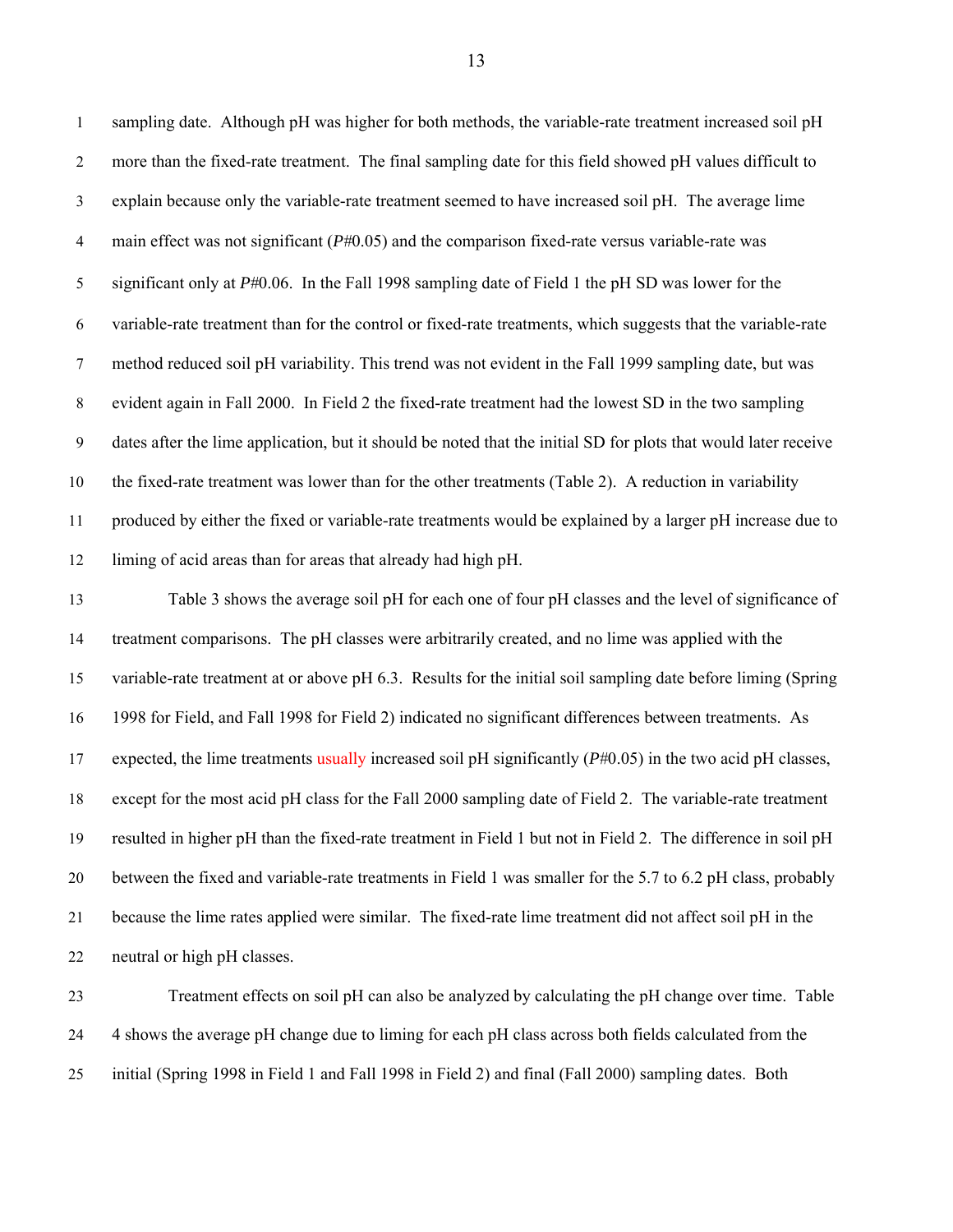sampling date. Although pH was higher for both methods, the variable-rate treatment increased soil pH more than the fixed-rate treatment. The final sampling date for this field showed pH values difficult to explain because only the variable-rate treatment seemed to have increased soil pH. The average lime main effect was not significant (*P*#0.05) and the comparison fixed-rate versus variable-rate was significant only at *P*#0.06. In the Fall 1998 sampling date of Field 1 the pH SD was lower for the variable-rate treatment than for the control or fixed-rate treatments, which suggests that the variable-rate method reduced soil pH variability. This trend was not evident in the Fall 1999 sampling date, but was evident again in Fall 2000. In Field 2 the fixed-rate treatment had the lowest SD in the two sampling dates after the lime application, but it should be noted that the initial SD for plots that would later receive the fixed-rate treatment was lower than for the other treatments (Table 2). A reduction in variability produced by either the fixed or variable-rate treatments would be explained by a larger pH increase due to liming of acid areas than for areas that already had high pH.

Table 3 shows the average soil pH for each one of four pH classes and the level of significance of treatment comparisons. The pH classes were arbitrarily created, and no lime was applied with the variable-rate treatment at or above pH 6.3. Results for the initial soil sampling date before liming (Spring 1998 for Field, and Fall 1998 for Field 2) indicated no significant differences between treatments. As expected, the lime treatments usually increased soil pH significantly (*P*#0.05) in the two acid pH classes, except for the most acid pH class for the Fall 2000 sampling date of Field 2. The variable-rate treatment resulted in higher pH than the fixed-rate treatment in Field 1 but not in Field 2. The difference in soil pH between the fixed and variable-rate treatments in Field 1 was smaller for the 5.7 to 6.2 pH class, probably because the lime rates applied were similar. The fixed-rate lime treatment did not affect soil pH in the neutral or high pH classes.

Treatment effects on soil pH can also be analyzed by calculating the pH change over time. Table 4 shows the average pH change due to liming for each pH class across both fields calculated from the initial (Spring 1998 in Field 1 and Fall 1998 in Field 2) and final (Fall 2000) sampling dates. Both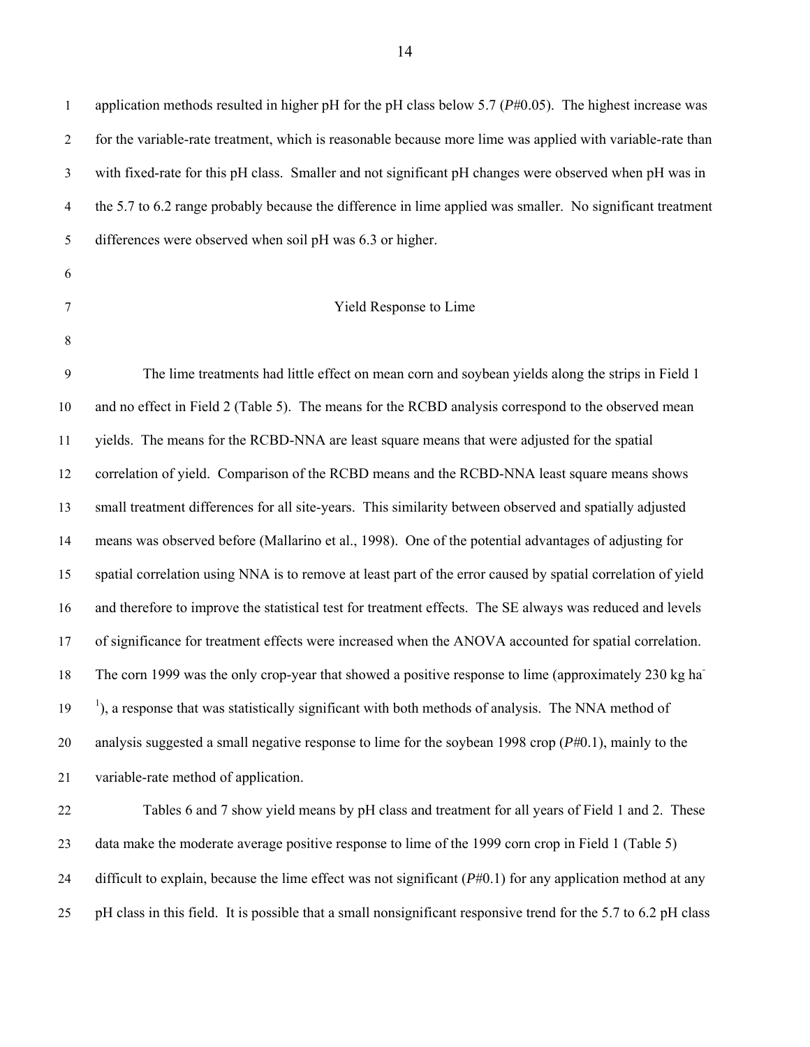application methods resulted in higher pH for the pH class below 5.7 (*P*#0.05). The highest increase was for the variable-rate treatment, which is reasonable because more lime was applied with variable-rate than with fixed-rate for this pH class. Smaller and not significant pH changes were observed when pH was in the 5.7 to 6.2 range probably because the difference in lime applied was smaller. No significant treatment differences were observed when soil pH was 6.3 or higher.

## Yield Response to Lime

The lime treatments had little effect on mean corn and soybean yields along the strips in Field 1 and no effect in Field 2 (Table 5). The means for the RCBD analysis correspond to the observed mean yields. The means for the RCBD-NNA are least square means that were adjusted for the spatial correlation of yield. Comparison of the RCBD means and the RCBD-NNA least square means shows small treatment differences for all site-years. This similarity between observed and spatially adjusted means was observed before (Mallarino et al., 1998). One of the potential advantages of adjusting for spatial correlation using NNA is to remove at least part of the error caused by spatial correlation of yield and therefore to improve the statistical test for treatment effects. The SE always was reduced and levels of significance for treatment effects were increased when the ANOVA accounted for spatial correlation. The corn 1999 was the only crop-year that showed a positive response to lime (approximately 230 kg ha$^{-1}$), a response that was statistically significant with both methods of analysis. The NNA method of analysis suggested a small negative response to lime for the soybean 1998 crop (*P*#0.1), mainly to the variable-rate method of application.

Tables 6 and 7 show yield means by pH class and treatment for all years of Field 1 and 2. These data make the moderate average positive response to lime of the 1999 corn crop in Field 1 (Table 5) difficult to explain, because the lime effect was not significant (*P*#0.1) for any application method at any pH class in this field. It is possible that a small nonsignificant responsive trend for the 5.7 to 6.2 pH class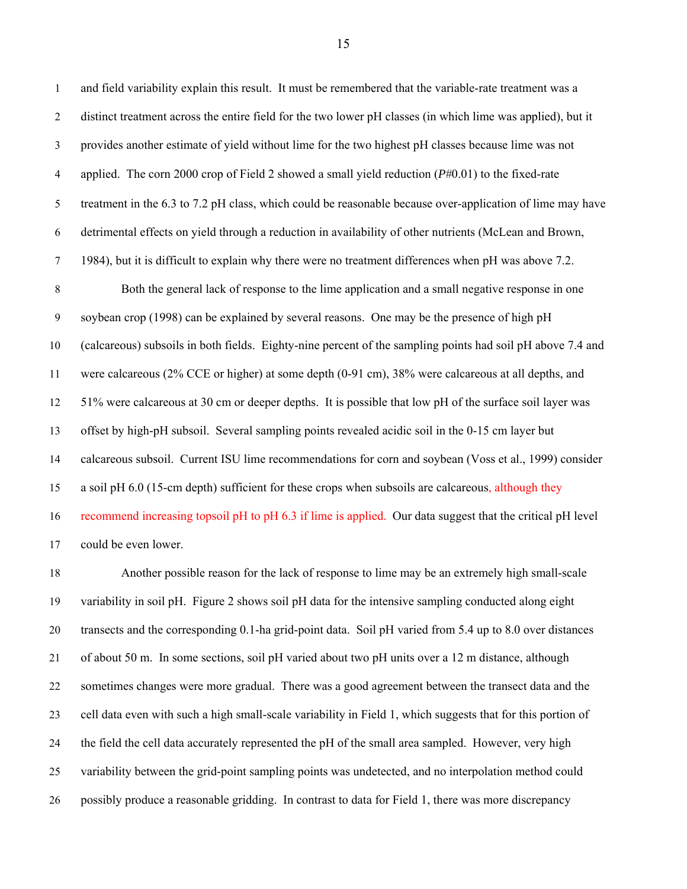and field variability explain this result. It must be remembered that the variable-rate treatment was a distinct treatment across the entire field for the two lower pH classes (in which lime was applied), but it provides another estimate of yield without lime for the two highest pH classes because lime was not applied. The corn 2000 crop of Field 2 showed a small yield reduction (*P*#0.01) to the fixed-rate treatment in the 6.3 to 7.2 pH class, which could be reasonable because over-application of lime may have detrimental effects on yield through a reduction in availability of other nutrients (McLean and Brown, 1984), but it is difficult to explain why there were no treatment differences when pH was above 7.2.

Both the general lack of response to the lime application and a small negative response in one soybean crop (1998) can be explained by several reasons. One may be the presence of high pH (calcareous) subsoils in both fields. Eighty-nine percent of the sampling points had soil pH above 7.4 and were calcareous (2% CCE or higher) at some depth (0-91 cm), 38% were calcareous at all depths, and 51% were calcareous at 30 cm or deeper depths. It is possible that low pH of the surface soil layer was offset by high-pH subsoil. Several sampling points revealed acidic soil in the 0-15 cm layer but calcareous subsoil. Current ISU lime recommendations for corn and soybean (Voss et al., 1999) consider a soil pH 6.0 (15-cm depth) sufficient for these crops when subsoils are calcareous, although they recommend increasing topsoil pH to pH 6.3 if lime is applied. Our data suggest that the critical pH level could be even lower.

Another possible reason for the lack of response to lime may be an extremely high small-scale variability in soil pH. Figure 2 shows soil pH data for the intensive sampling conducted along eight transects and the corresponding 0.1-ha grid-point data. Soil pH varied from 5.4 up to 8.0 over distances of about 50 m. In some sections, soil pH varied about two pH units over a 12 m distance, although sometimes changes were more gradual. There was a good agreement between the transect data and the cell data even with such a high small-scale variability in Field 1, which suggests that for this portion of the field the cell data accurately represented the pH of the small area sampled. However, very high variability between the grid-point sampling points was undetected, and no interpolation method could possibly produce a reasonable gridding. In contrast to data for Field 1, there was more discrepancy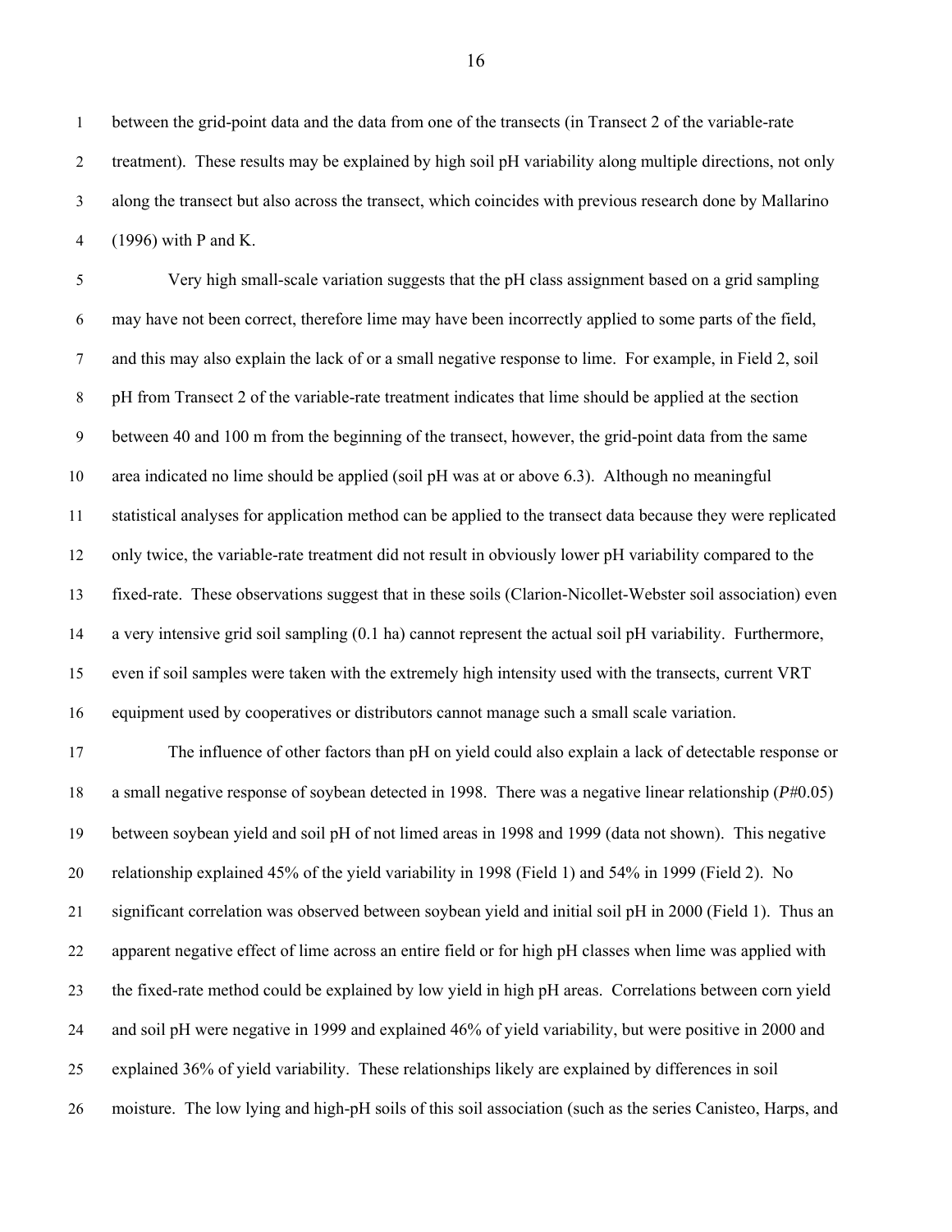between the grid-point data and the data from one of the transects (in Transect 2 of the variable-rate treatment). These results may be explained by high soil pH variability along multiple directions, not only along the transect but also across the transect, which coincides with previous research done by Mallarino (1996) with P and K.

Very high small-scale variation suggests that the pH class assignment based on a grid sampling may have not been correct, therefore lime may have been incorrectly applied to some parts of the field, and this may also explain the lack of or a small negative response to lime. For example, in Field 2, soil pH from Transect 2 of the variable-rate treatment indicates that lime should be applied at the section between 40 and 100 m from the beginning of the transect, however, the grid-point data from the same area indicated no lime should be applied (soil pH was at or above 6.3). Although no meaningful statistical analyses for application method can be applied to the transect data because they were replicated only twice, the variable-rate treatment did not result in obviously lower pH variability compared to the fixed-rate. These observations suggest that in these soils (Clarion-Nicollet-Webster soil association) even a very intensive grid soil sampling (0.1 ha) cannot represent the actual soil pH variability. Furthermore, even if soil samples were taken with the extremely high intensity used with the transects, current VRT equipment used by cooperatives or distributors cannot manage such a small scale variation.

The influence of other factors than pH on yield could also explain a lack of detectable response or a small negative response of soybean detected in 1998. There was a negative linear relationship ($P \leq 0.05$) between soybean yield and soil pH of not limed areas in 1998 and 1999 (data not shown). This negative relationship explained 45% of the yield variability in 1998 (Field 1) and 54% in 1999 (Field 2). No significant correlation was observed between soybean yield and initial soil pH in 2000 (Field 1). Thus an apparent negative effect of lime across an entire field or for high pH classes when lime was applied with the fixed-rate method could be explained by low yield in high pH areas. Correlations between corn yield and soil pH were negative in 1999 and explained 46% of yield variability, but were positive in 2000 and explained 36% of yield variability. These relationships likely are explained by differences in soil moisture. The low lying and high-pH soils of this soil association (such as the series Canisteo, Harps, and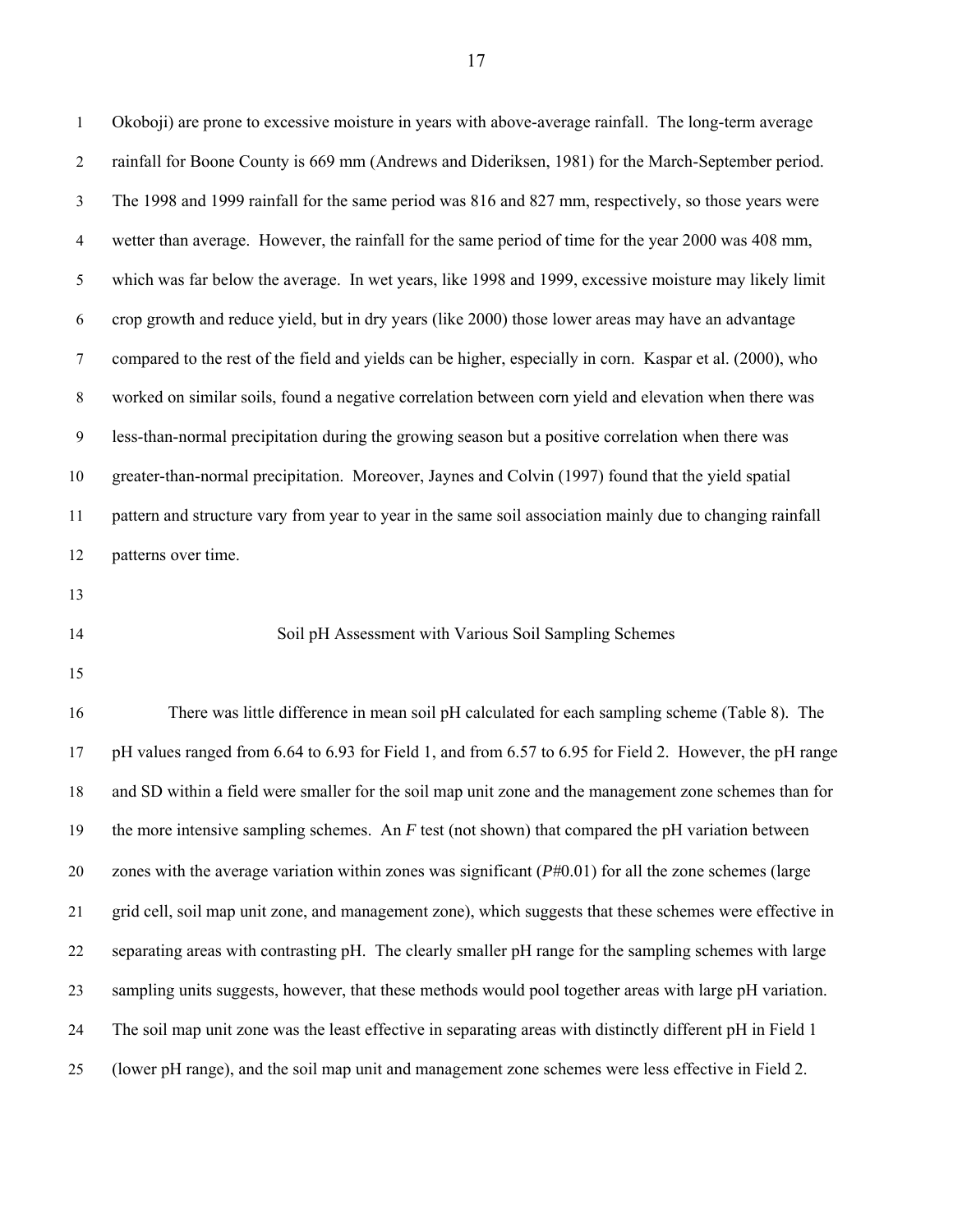Okoboji) are prone to excessive moisture in years with above-average rainfall. The long-term average rainfall for Boone County is 669 mm (Andrews and Dideriksen, 1981) for the March-September period. The 1998 and 1999 rainfall for the same period was 816 and 827 mm, respectively, so those years were wetter than average. However, the rainfall for the same period of time for the year 2000 was 408 mm, which was far below the average. In wet years, like 1998 and 1999, excessive moisture may likely limit crop growth and reduce yield, but in dry years (like 2000) those lower areas may have an advantage compared to the rest of the field and yields can be higher, especially in corn. Kaspar et al. (2000), who worked on similar soils, found a negative correlation between corn yield and elevation when there was less-than-normal precipitation during the growing season but a positive correlation when there was greater-than-normal precipitation. Moreover, Jaynes and Colvin (1997) found that the yield spatial pattern and structure vary from year to year in the same soil association mainly due to changing rainfall patterns over time.

## Soil pH Assessment with Various Soil Sampling Schemes

There was little difference in mean soil pH calculated for each sampling scheme (Table 8). The pH values ranged from 6.64 to 6.93 for Field 1, and from 6.57 to 6.95 for Field 2. However, the pH range and SD within a field were smaller for the soil map unit zone and the management zone schemes than for the more intensive sampling schemes. An $F$ test (not shown) that compared the pH variation between zones with the average variation within zones was significant ($P$#0.01) for all the zone schemes (large grid cell, soil map unit zone, and management zone), which suggests that these schemes were effective in separating areas with contrasting pH. The clearly smaller pH range for the sampling schemes with large sampling units suggests, however, that these methods would pool together areas with large pH variation. The soil map unit zone was the least effective in separating areas with distinctly different pH in Field 1 (lower pH range), and the soil map unit and management zone schemes were less effective in Field 2.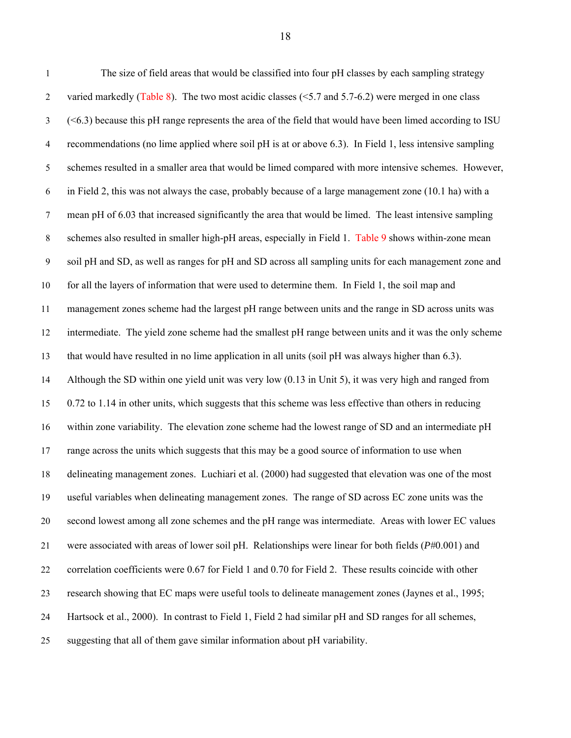The size of field areas that would be classified into four pH classes by each sampling strategy varied markedly (Table 8). The two most acidic classes (<5.7 and 5.7-6.2) were merged in one class (<6.3) because this pH range represents the area of the field that would have been limed according to ISU recommendations (no lime applied where soil pH is at or above 6.3). In Field 1, less intensive sampling schemes resulted in a smaller area that would be limed compared with more intensive schemes. However, in Field 2, this was not always the case, probably because of a large management zone (10.1 ha) with a mean pH of 6.03 that increased significantly the area that would be limed. The least intensive sampling schemes also resulted in smaller high-pH areas, especially in Field 1. Table 9 shows within-zone mean soil pH and SD, as well as ranges for pH and SD across all sampling units for each management zone and for all the layers of information that were used to determine them. In Field 1, the soil map and management zones scheme had the largest pH range between units and the range in SD across units was intermediate. The yield zone scheme had the smallest pH range between units and it was the only scheme that would have resulted in no lime application in all units (soil pH was always higher than 6.3). Although the SD within one yield unit was very low (0.13 in Unit 5), it was very high and ranged from 0.72 to 1.14 in other units, which suggests that this scheme was less effective than others in reducing within zone variability. The elevation zone scheme had the lowest range of SD and an intermediate pH range across the units which suggests that this may be a good source of information to use when delineating management zones. Luchiari et al. (2000) had suggested that elevation was one of the most useful variables when delineating management zones. The range of SD across EC zone units was the second lowest among all zone schemes and the pH range was intermediate. Areas with lower EC values were associated with areas of lower soil pH. Relationships were linear for both fields ($P$#0.001) and correlation coefficients were 0.67 for Field 1 and 0.70 for Field 2. These results coincide with other research showing that EC maps were useful tools to delineate management zones (Jaynes et al., 1995; Hartsock et al., 2000). In contrast to Field 1, Field 2 had similar pH and SD ranges for all schemes, suggesting that all of them gave similar information about pH variability.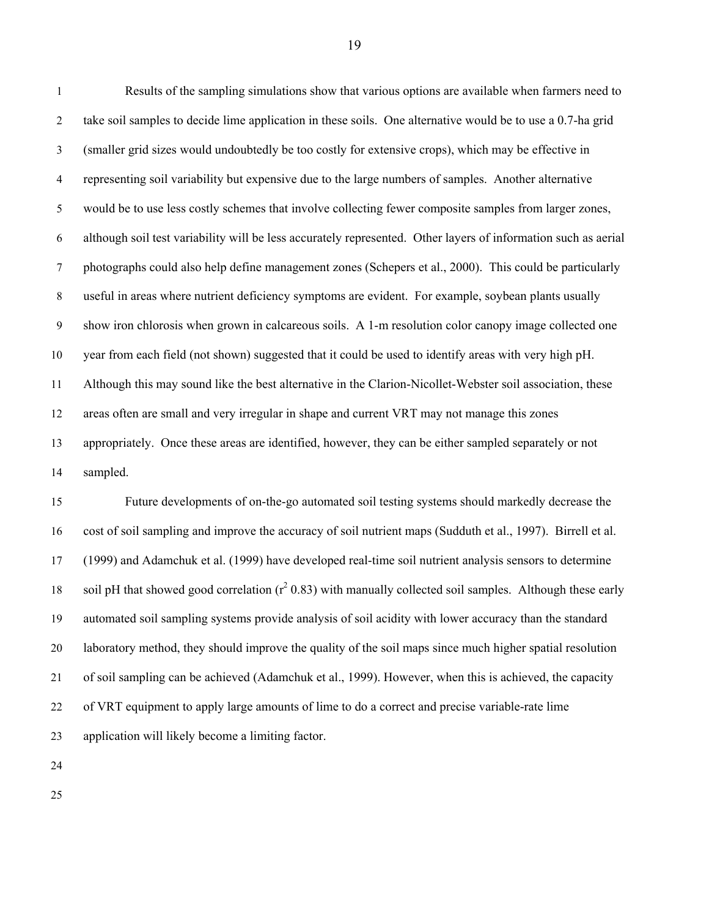Results of the sampling simulations show that various options are available when farmers need to take soil samples to decide lime application in these soils. One alternative would be to use a 0.7-ha grid (smaller grid sizes would undoubtedly be too costly for extensive crops), which may be effective in representing soil variability but expensive due to the large numbers of samples. Another alternative would be to use less costly schemes that involve collecting fewer composite samples from larger zones, although soil test variability will be less accurately represented. Other layers of information such as aerial photographs could also help define management zones (Schepers et al., 2000). This could be particularly useful in areas where nutrient deficiency symptoms are evident. For example, soybean plants usually show iron chlorosis when grown in calcareous soils. A 1-m resolution color canopy image collected one year from each field (not shown) suggested that it could be used to identify areas with very high pH. Although this may sound like the best alternative in the Clarion-Nicollet-Webster soil association, these areas often are small and very irregular in shape and current VRT may not manage this zones appropriately. Once these areas are identified, however, they can be either sampled separately or not sampled.

Future developments of on-the-go automated soil testing systems should markedly decrease the cost of soil sampling and improve the accuracy of soil nutrient maps (Sudduth et al., 1997). Birrell et al. (1999) and Adamchuk et al. (1999) have developed real-time soil nutrient analysis sensors to determine soil pH that showed good correlation ($r^2$ 0.83) with manually collected soil samples. Although these early automated soil sampling systems provide analysis of soil acidity with lower accuracy than the standard laboratory method, they should improve the quality of the soil maps since much higher spatial resolution of soil sampling can be achieved (Adamchuk et al., 1999). However, when this is achieved, the capacity of VRT equipment to apply large amounts of lime to do a correct and precise variable-rate lime application will likely become a limiting factor.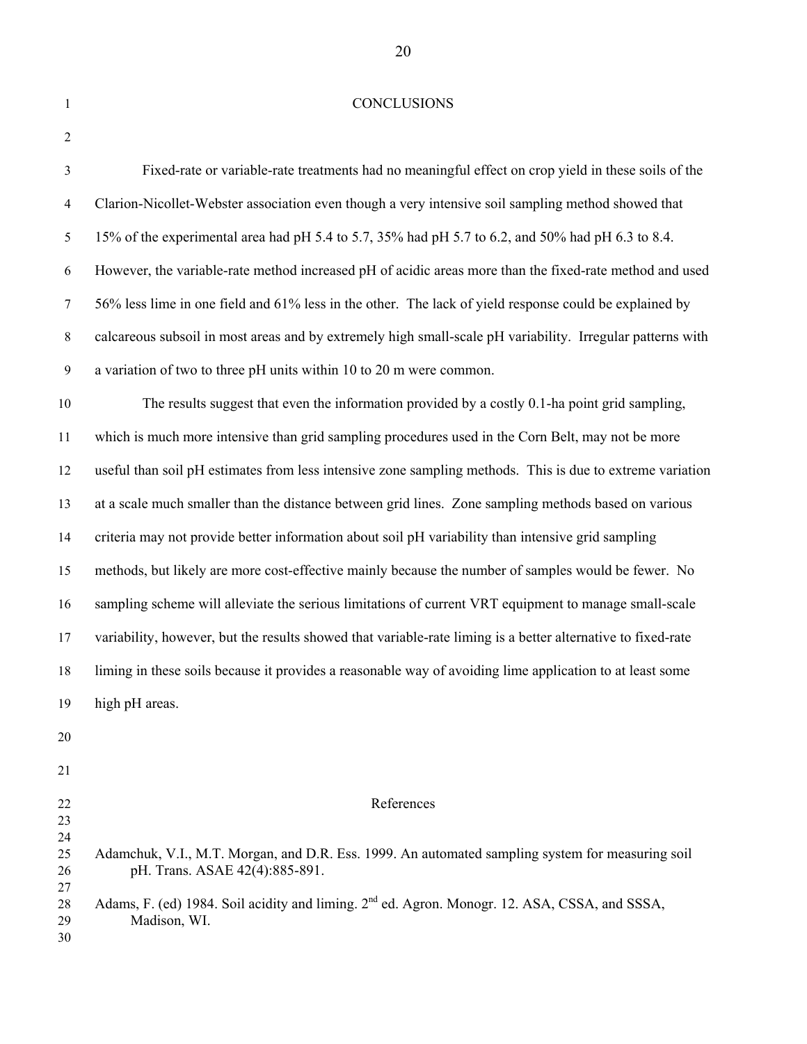## CONCLUSIONS

Fixed-rate or variable-rate treatments had no meaningful effect on crop yield in these soils of the Clarion-Nicollet-Webster association even though a very intensive soil sampling method showed that 15% of the experimental area had pH 5.4 to 5.7, 35% had pH 5.7 to 6.2, and 50% had pH 6.3 to 8.4. However, the variable-rate method increased pH of acidic areas more than the fixed-rate method and used 56% less lime in one field and 61% less in the other. The lack of yield response could be explained by calcareous subsoil in most areas and by extremely high small-scale pH variability. Irregular patterns with a variation of two to three pH units within 10 to 20 m were common.

The results suggest that even the information provided by a costly 0.1-ha point grid sampling, which is much more intensive than grid sampling procedures used in the Corn Belt, may not be more useful than soil pH estimates from less intensive zone sampling methods. This is due to extreme variation at a scale much smaller than the distance between grid lines. Zone sampling methods based on various criteria may not provide better information about soil pH variability than intensive grid sampling methods, but likely are more cost-effective mainly because the number of samples would be fewer. No sampling scheme will alleviate the serious limitations of current VRT equipment to manage small-scale variability, however, but the results showed that variable-rate liming is a better alternative to fixed-rate liming in these soils because it provides a reasonable way of avoiding lime application to at least some high pH areas.

## References

Adamchuk, V.I., M.T. Morgan, and D.R. Ess. 1999. An automated sampling system for measuring soil pH. Trans. ASAE 42(4):885-891.

Adams, F. (ed) 1984. Soil acidity and liming. 2nd ed. Agron. Monogr. 12. ASA, CSSA, and SSSA, Madison, WI.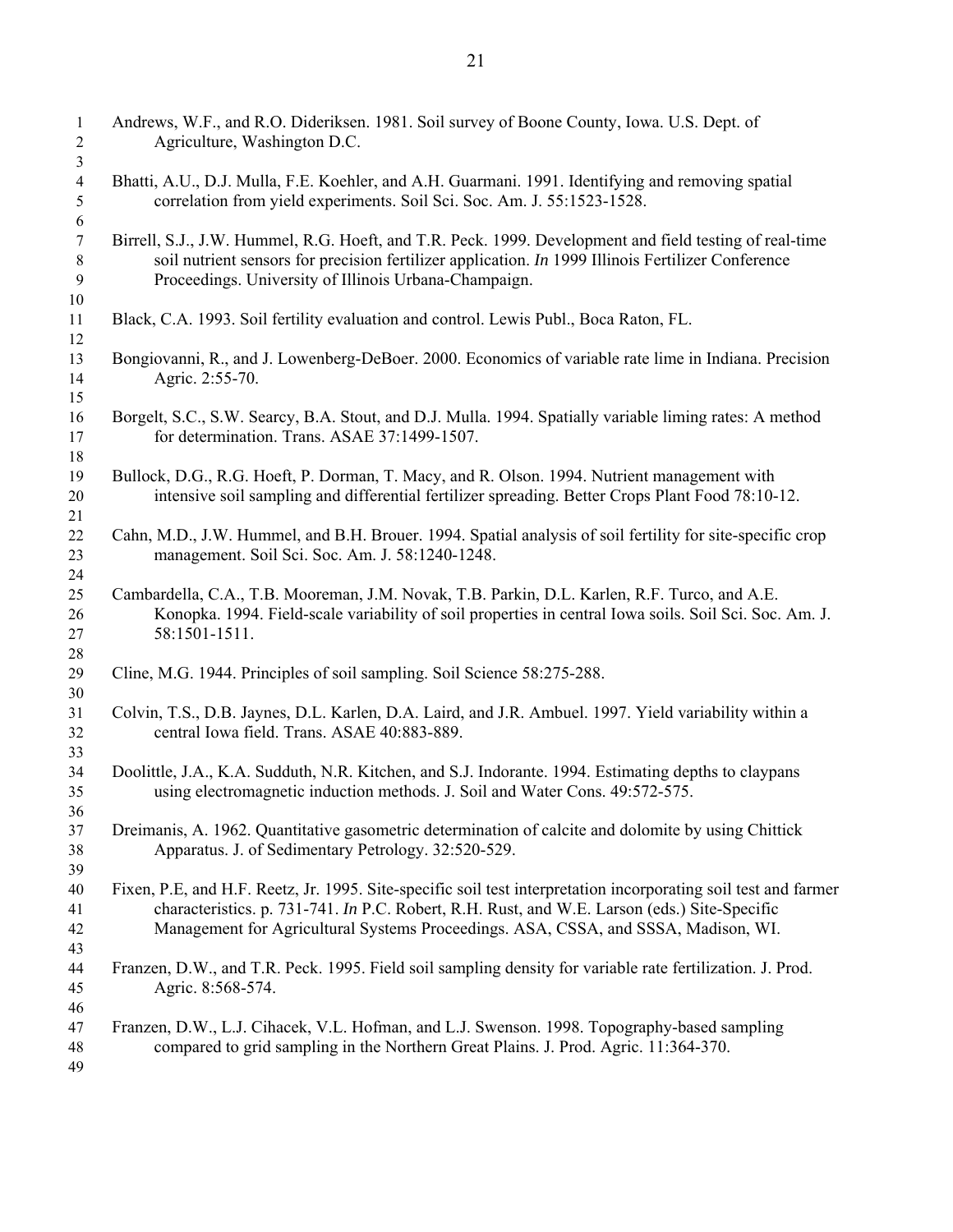Andrews, W.F., and R.O. Dideriksen. 1981. Soil survey of Boone County, Iowa. U.S. Dept. of Agriculture, Washington D.C.

Bhatti, A.U., D.J. Mulla, F.E. Koehler, and A.H. Guarmani. 1991. Identifying and removing spatial correlation from yield experiments. Soil Sci. Soc. Am. J. 55:1523-1528.

Birrell, S.J., J.W. Hummel, R.G. Hoeft, and T.R. Peck. 1999. Development and field testing of real-time soil nutrient sensors for precision fertilizer application. *In* 1999 Illinois Fertilizer Conference Proceedings. University of Illinois Urbana-Champaign.

Black, C.A. 1993. Soil fertility evaluation and control. Lewis Publ., Boca Raton, FL.

Bongiovanni, R., and J. Lowenberg-DeBoer. 2000. Economics of variable rate lime in Indiana. Precision Agric. 2:55-70.

Borgelt, S.C., S.W. Searcy, B.A. Stout, and D.J. Mulla. 1994. Spatially variable liming rates: A method for determination. Trans. ASAE 37:1499-1507.

Bullock, D.G., R.G. Hoeft, P. Dorman, T. Macy, and R. Olson. 1994. Nutrient management with intensive soil sampling and differential fertilizer spreading. Better Crops Plant Food 78:10-12.

Cahn, M.D., J.W. Hummel, and B.H. Brouer. 1994. Spatial analysis of soil fertility for site-specific crop management. Soil Sci. Soc. Am. J. 58:1240-1248.

Cambardella, C.A., T.B. Mooreman, J.M. Novak, T.B. Parkin, D.L. Karlen, R.F. Turco, and A.E. Konopka. 1994. Field-scale variability of soil properties in central Iowa soils. Soil Sci. Soc. Am. J. 58:1501-1511.

Cline, M.G. 1944. Principles of soil sampling. Soil Science 58:275-288.

Colvin, T.S., D.B. Jaynes, D.L. Karlen, D.A. Laird, and J.R. Ambuel. 1997. Yield variability within a central Iowa field. Trans. ASAE 40:883-889.

Doolittle, J.A., K.A. Sudduth, N.R. Kitchen, and S.J. Indorante. 1994. Estimating depths to claypans using electromagnetic induction methods. J. Soil and Water Cons. 49:572-575.

Dreimanis, A. 1962. Quantitative gasometric determination of calcite and dolomite by using Chittick Apparatus. J. of Sedimentary Petrology. 32:520-529.

Fixen, P.E, and H.F. Reetz, Jr. 1995. Site-specific soil test interpretation incorporating soil test and farmer characteristics. p. 731-741. *In* P.C. Robert, R.H. Rust, and W.E. Larson (eds.) Site-Specific Management for Agricultural Systems Proceedings. ASA, CSSA, and SSSA, Madison, WI.

Franzen, D.W., and T.R. Peck. 1995. Field soil sampling density for variable rate fertilization. J. Prod. Agric. 8:568-574.

Franzen, D.W., L.J. Cihacek, V.L. Hofman, and L.J. Swenson. 1998. Topography-based sampling compared to grid sampling in the Northern Great Plains. J. Prod. Agric. 11:364-370.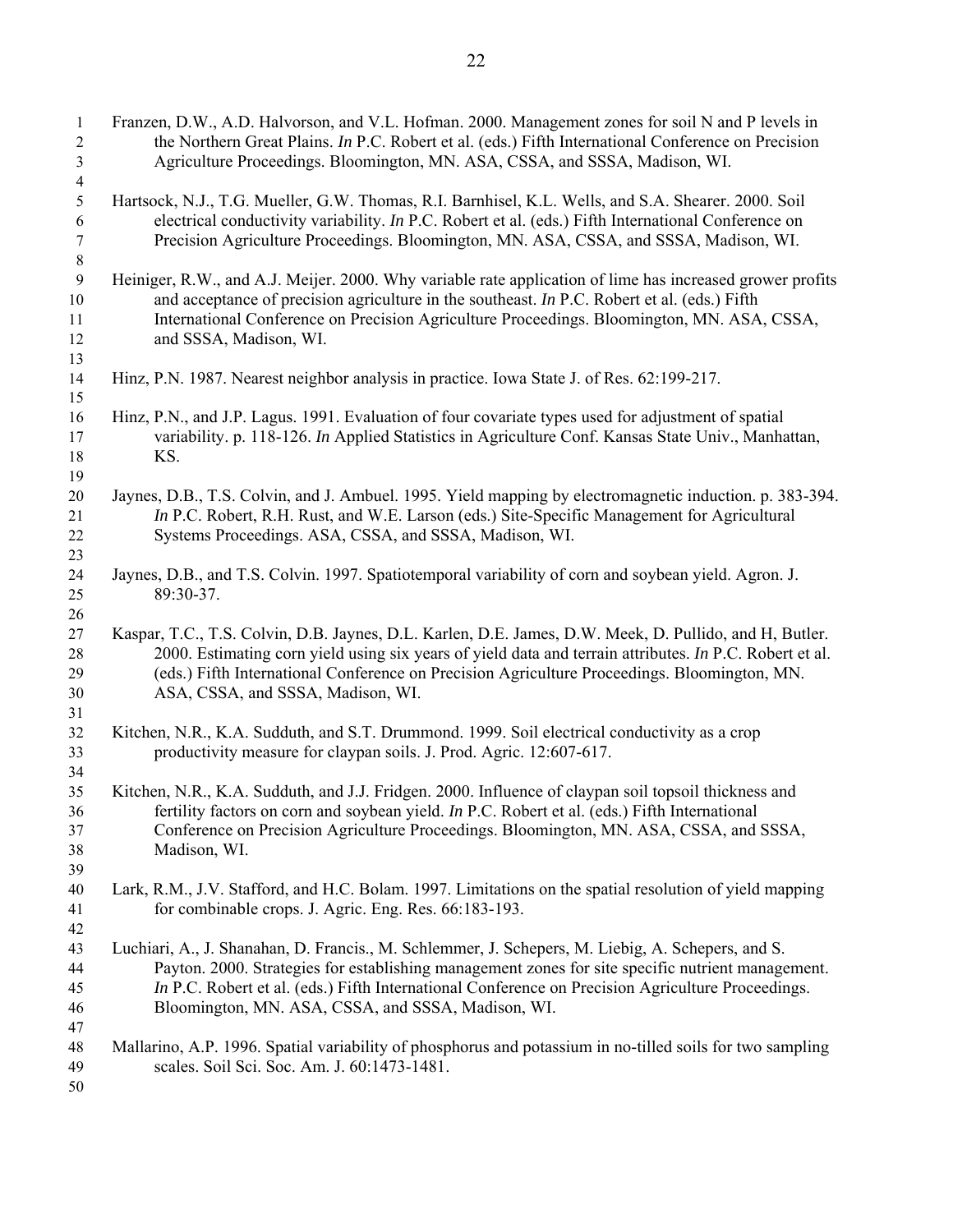Franzen, D.W., A.D. Halvorson, and V.L. Hofman. 2000. Management zones for soil N and P levels in the Northern Great Plains. *In* P.C. Robert et al. (eds.) Fifth International Conference on Precision Agriculture Proceedings. Bloomington, MN. ASA, CSSA, and SSSA, Madison, WI.

Hartsock, N.J., T.G. Mueller, G.W. Thomas, R.I. Barnhisel, K.L. Wells, and S.A. Shearer. 2000. Soil electrical conductivity variability. *In* P.C. Robert et al. (eds.) Fifth International Conference on Precision Agriculture Proceedings. Bloomington, MN. ASA, CSSA, and SSSA, Madison, WI.

Heiniger, R.W., and A.J. Meijer. 2000. Why variable rate application of lime has increased grower profits and acceptance of precision agriculture in the southeast. *In* P.C. Robert et al. (eds.) Fifth International Conference on Precision Agriculture Proceedings. Bloomington, MN. ASA, CSSA, and SSSA, Madison, WI.

Hinz, P.N. 1987. Nearest neighbor analysis in practice. Iowa State J. of Res. 62:199-217.

Hinz, P.N., and J.P. Lagus. 1991. Evaluation of four covariate types used for adjustment of spatial variability. p. 118-126. *In* Applied Statistics in Agriculture Conf. Kansas State Univ., Manhattan, KS.

Jaynes, D.B., T.S. Colvin, and J. Ambuel. 1995. Yield mapping by electromagnetic induction. p. 383-394. *In* P.C. Robert, R.H. Rust, and W.E. Larson (eds.) Site-Specific Management for Agricultural Systems Proceedings. ASA, CSSA, and SSSA, Madison, WI.

Jaynes, D.B., and T.S. Colvin. 1997. Spatiotemporal variability of corn and soybean yield. Agron. J. 89:30-37.

Kaspar, T.C., T.S. Colvin, D.B. Jaynes, D.L. Karlen, D.E. James, D.W. Meek, D. Pullido, and H, Butler. 2000. Estimating corn yield using six years of yield data and terrain attributes. *In* P.C. Robert et al. (eds.) Fifth International Conference on Precision Agriculture Proceedings. Bloomington, MN. ASA, CSSA, and SSSA, Madison, WI.

Kitchen, N.R., K.A. Sudduth, and S.T. Drummond. 1999. Soil electrical conductivity as a crop productivity measure for claypan soils. J. Prod. Agric. 12:607-617.

Kitchen, N.R., K.A. Sudduth, and J.J. Fridgen. 2000. Influence of claypan soil topsoil thickness and fertility factors on corn and soybean yield. *In* P.C. Robert et al. (eds.) Fifth International Conference on Precision Agriculture Proceedings. Bloomington, MN. ASA, CSSA, and SSSA, Madison, WI.

Lark, R.M., J.V. Stafford, and H.C. Bolam. 1997. Limitations on the spatial resolution of yield mapping for combinable crops. J. Agric. Eng. Res. 66:183-193.

Luchiari, A., J. Shanahan, D. Francis., M. Schlemmer, J. Schepers, M. Liebig, A. Schepers, and S. Payton. 2000. Strategies for establishing management zones for site specific nutrient management. *In* P.C. Robert et al. (eds.) Fifth International Conference on Precision Agriculture Proceedings. Bloomington, MN. ASA, CSSA, and SSSA, Madison, WI.

Mallarino, A.P. 1996. Spatial variability of phosphorus and potassium in no-tilled soils for two sampling scales. Soil Sci. Soc. Am. J. 60:1473-1481.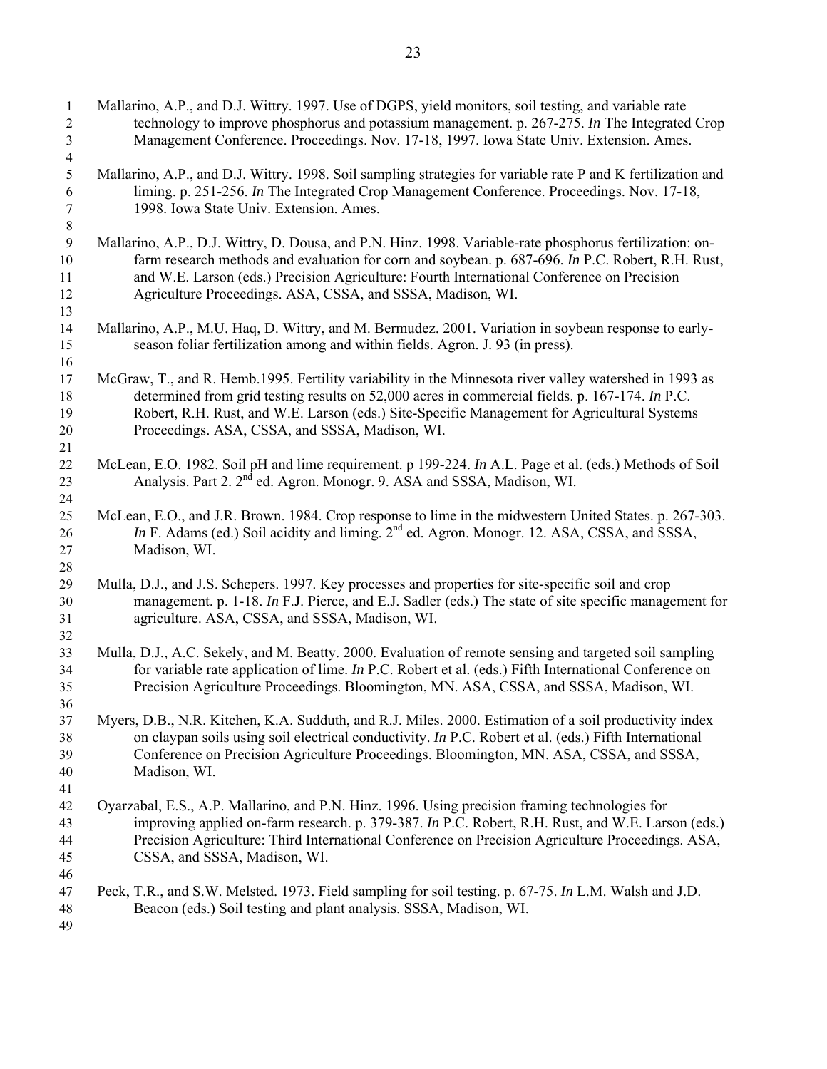Mallarino, A.P., and D.J. Wittry. 1997. Use of DGPS, yield monitors, soil testing, and variable rate technology to improve phosphorus and potassium management. p. 267-275. *In* The Integrated Crop Management Conference. Proceedings. Nov. 17-18, 1997. Iowa State Univ. Extension. Ames.

Mallarino, A.P., and D.J. Wittry. 1998. Soil sampling strategies for variable rate P and K fertilization and liming. p. 251-256. *In* The Integrated Crop Management Conference. Proceedings. Nov. 17-18, 1998. Iowa State Univ. Extension. Ames.

Mallarino, A.P., D.J. Wittry, D. Dousa, and P.N. Hinz. 1998. Variable-rate phosphorus fertilization: on-farm research methods and evaluation for corn and soybean. p. 687-696. *In* P.C. Robert, R.H. Rust, and W.E. Larson (eds.) Precision Agriculture: Fourth International Conference on Precision Agriculture Proceedings. ASA, CSSA, and SSSA, Madison, WI.

Mallarino, A.P., M.U. Haq, D. Wittry, and M. Bermudez. 2001. Variation in soybean response to early-season foliar fertilization among and within fields. Agron. J. 93 (in press).

McGraw, T., and R. Hemb.1995. Fertility variability in the Minnesota river valley watershed in 1993 as determined from grid testing results on 52,000 acres in commercial fields. p. 167-174. *In* P.C. Robert, R.H. Rust, and W.E. Larson (eds.) Site-Specific Management for Agricultural Systems Proceedings. ASA, CSSA, and SSSA, Madison, WI.

McLean, E.O. 1982. Soil pH and lime requirement. p 199-224. *In* A.L. Page et al. (eds.) Methods of Soil Analysis. Part 2. 2nd ed. Agron. Monogr. 9. ASA and SSSA, Madison, WI.

McLean, E.O., and J.R. Brown. 1984. Crop response to lime in the midwestern United States. p. 267-303. *In* F. Adams (ed.) Soil acidity and liming. 2nd ed. Agron. Monogr. 12. ASA, CSSA, and SSSA, Madison, WI.

Mulla, D.J., and J.S. Schepers. 1997. Key processes and properties for site-specific soil and crop management. p. 1-18. *In* F.J. Pierce, and E.J. Sadler (eds.) The state of site specific management for agriculture. ASA, CSSA, and SSSA, Madison, WI.

Mulla, D.J., A.C. Sekely, and M. Beatty. 2000. Evaluation of remote sensing and targeted soil sampling for variable rate application of lime. *In* P.C. Robert et al. (eds.) Fifth International Conference on Precision Agriculture Proceedings. Bloomington, MN. ASA, CSSA, and SSSA, Madison, WI.

Myers, D.B., N.R. Kitchen, K.A. Sudduth, and R.J. Miles. 2000. Estimation of a soil productivity index on claypan soils using soil electrical conductivity. *In* P.C. Robert et al. (eds.) Fifth International Conference on Precision Agriculture Proceedings. Bloomington, MN. ASA, CSSA, and SSSA, Madison, WI.

Oyarzabal, E.S., A.P. Mallarino, and P.N. Hinz. 1996. Using precision framing technologies for improving applied on-farm research. p. 379-387. *In* P.C. Robert, R.H. Rust, and W.E. Larson (eds.) Precision Agriculture: Third International Conference on Precision Agriculture Proceedings. ASA, CSSA, and SSSA, Madison, WI.

Peck, T.R., and S.W. Melsted. 1973. Field sampling for soil testing. p. 67-75. *In* L.M. Walsh and J.D. Beacon (eds.) Soil testing and plant analysis. SSSA, Madison, WI.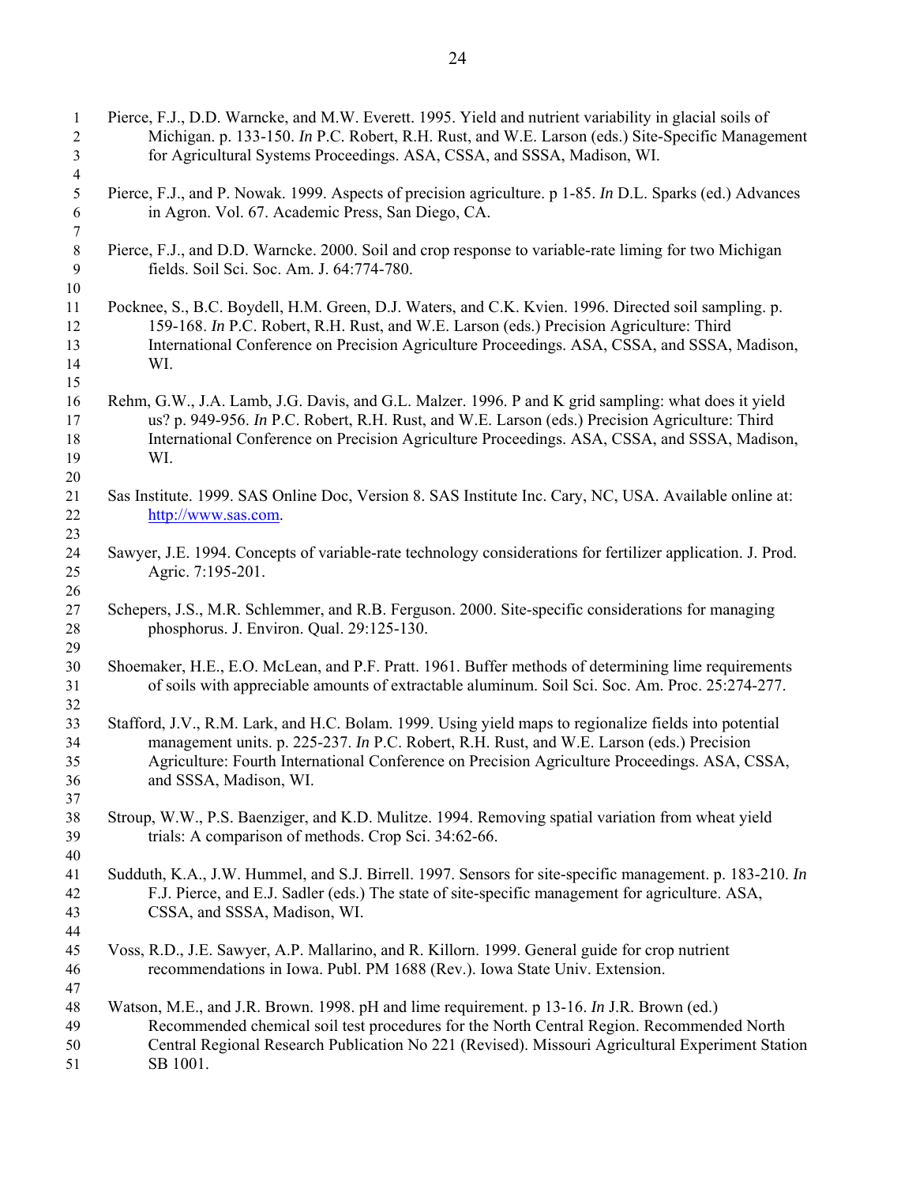Pierce, F.J., D.D. Warncke, and M.W. Everett. 1995. Yield and nutrient variability in glacial soils of Michigan. p. 133-150. *In* P.C. Robert, R.H. Rust, and W.E. Larson (eds.) Site-Specific Management for Agricultural Systems Proceedings. ASA, CSSA, and SSSA, Madison, WI.

Pierce, F.J., and P. Nowak. 1999. Aspects of precision agriculture. p 1-85. *In* D.L. Sparks (ed.) Advances in Agron. Vol. 67. Academic Press, San Diego, CA.

Pierce, F.J., and D.D. Warncke. 2000. Soil and crop response to variable-rate liming for two Michigan fields. Soil Sci. Soc. Am. J. 64:774-780.

Pocknee, S., B.C. Boydell, H.M. Green, D.J. Waters, and C.K. Kvien. 1996. Directed soil sampling. p. 159-168. *In* P.C. Robert, R.H. Rust, and W.E. Larson (eds.) Precision Agriculture: Third International Conference on Precision Agriculture Proceedings. ASA, CSSA, and SSSA, Madison, WI.

Rehm, G.W., J.A. Lamb, J.G. Davis, and G.L. Malzer. 1996. P and K grid sampling: what does it yield us? p. 949-956. *In* P.C. Robert, R.H. Rust, and W.E. Larson (eds.) Precision Agriculture: Third International Conference on Precision Agriculture Proceedings. ASA, CSSA, and SSSA, Madison, WI.

Sas Institute. 1999. SAS Online Doc, Version 8. SAS Institute Inc. Cary, NC, USA. Available online at: http://www.sas.com.

Sawyer, J.E. 1994. Concepts of variable-rate technology considerations for fertilizer application. J. Prod. Agric. 7:195-201.

Schepers, J.S., M.R. Schlemmer, and R.B. Ferguson. 2000. Site-specific considerations for managing phosphorus. J. Environ. Qual. 29:125-130.

Shoemaker, H.E., E.O. McLean, and P.F. Pratt. 1961. Buffer methods of determining lime requirements of soils with appreciable amounts of extractable aluminum. Soil Sci. Soc. Am. Proc. 25:274-277.

Stafford, J.V., R.M. Lark, and H.C. Bolam. 1999. Using yield maps to regionalize fields into potential management units. p. 225-237. *In* P.C. Robert, R.H. Rust, and W.E. Larson (eds.) Precision Agriculture: Fourth International Conference on Precision Agriculture Proceedings. ASA, CSSA, and SSSA, Madison, WI.

Stroup, W.W., P.S. Baenziger, and K.D. Mulitze. 1994. Removing spatial variation from wheat yield trials: A comparison of methods. Crop Sci. 34:62-66.

Sudduth, K.A., J.W. Hummel, and S.J. Birrell. 1997. Sensors for site-specific management. p. 183-210. *In* F.J. Pierce, and E.J. Sadler (eds.) The state of site-specific management for agriculture. ASA, CSSA, and SSSA, Madison, WI.

Voss, R.D., J.E. Sawyer, A.P. Mallarino, and R. Killorn. 1999. General guide for crop nutrient recommendations in Iowa. Publ. PM 1688 (Rev.). Iowa State Univ. Extension.

Watson, M.E., and J.R. Brown. 1998. pH and lime requirement. p 13-16. *In* J.R. Brown (ed.) Recommended chemical soil test procedures for the North Central Region. Recommended North Central Regional Research Publication No 221 (Revised). Missouri Agricultural Experiment Station SB 1001.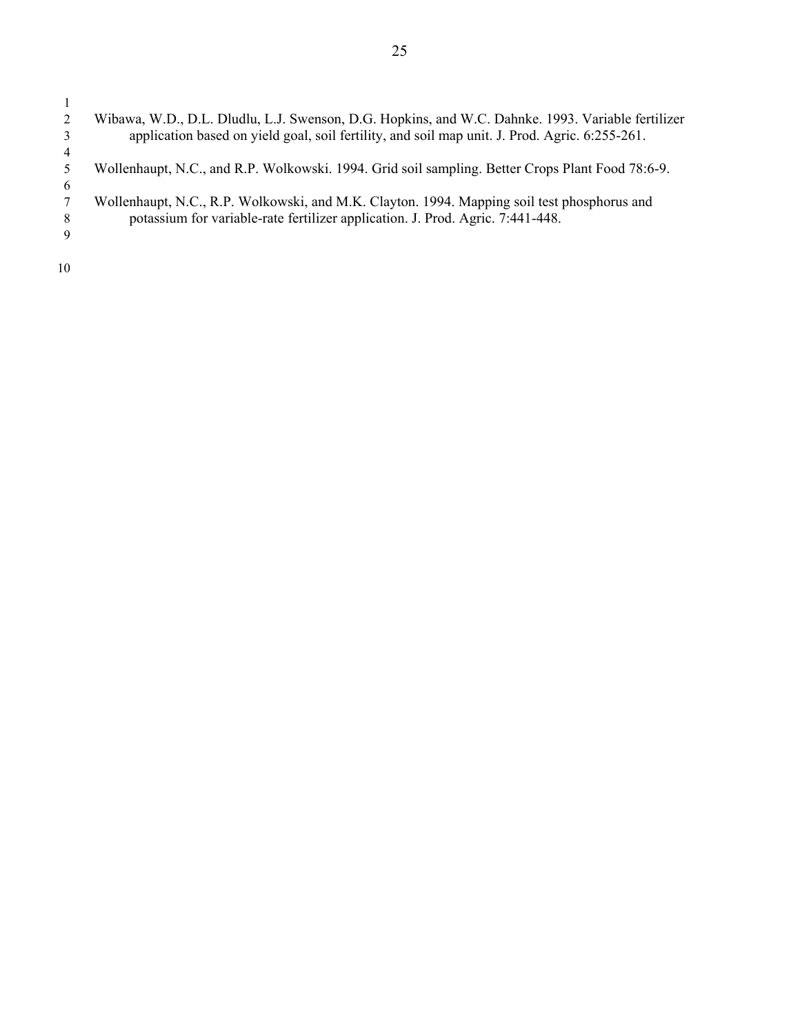Wibawa, W.D., D.L. Dludlu, L.J. Swenson, D.G. Hopkins, and W.C. Dahnke. 1993. Variable fertilizer application based on yield goal, soil fertility, and soil map unit. J. Prod. Agric. 6:255-261.

Wollenhaupt, N.C., and R.P. Wolkowski. 1994. Grid soil sampling. Better Crops Plant Food 78:6-9.

Wollenhaupt, N.C., R.P. Wolkowski, and M.K. Clayton. 1994. Mapping soil test phosphorus and potassium for variable-rate fertilizer application. J. Prod. Agric. 7:441-448.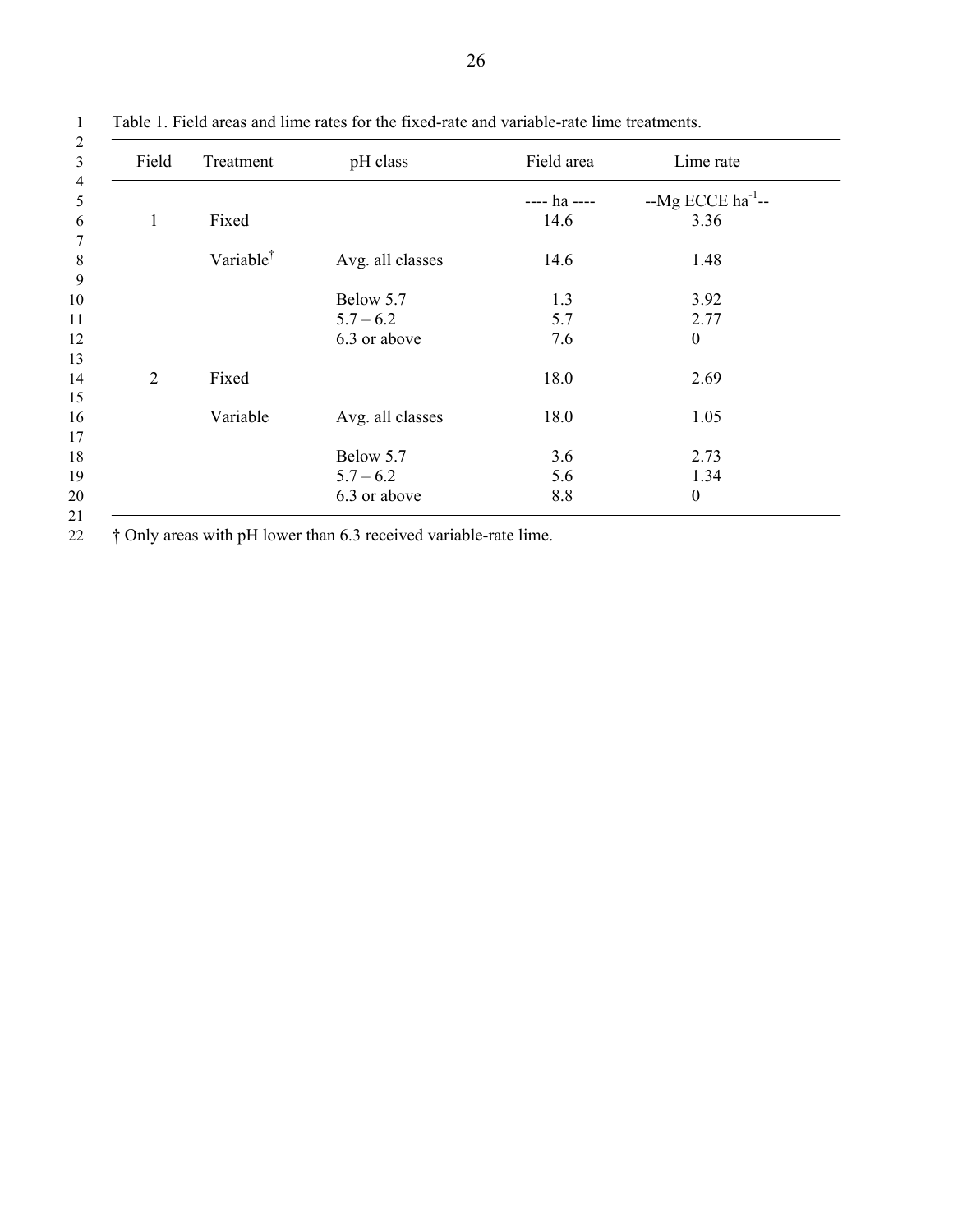Table 1. Field areas and lime rates for the fixed-rate and variable-rate lime treatments.

| Field | Treatment | pH class | Field area | Lime rate |
|---|---|---|---|---|
| | | | ---- ha ---- | --Mg ECCE ha$^{-1}$-- |
| 1 | Fixed | | 14.6 | 3.36 |
| | Variable† | Avg. all classes | 14.6 | 1.48 |
| | | Below 5.7 | 1.3 | 3.92 |
| | | 5.7 – 6.2 | 5.7 | 2.77 |
| | | 6.3 or above | 7.6 | 0 |
| 2 | Fixed | | 18.0 | 2.69 |
| | Variable | Avg. all classes | 18.0 | 1.05 |
| | | Below 5.7 | 3.6 | 2.73 |
| | | 5.7 – 6.2 | 5.6 | 1.34 |
| | | 6.3 or above | 8.8 | 0 |

† Only areas with pH lower than 6.3 received variable-rate lime.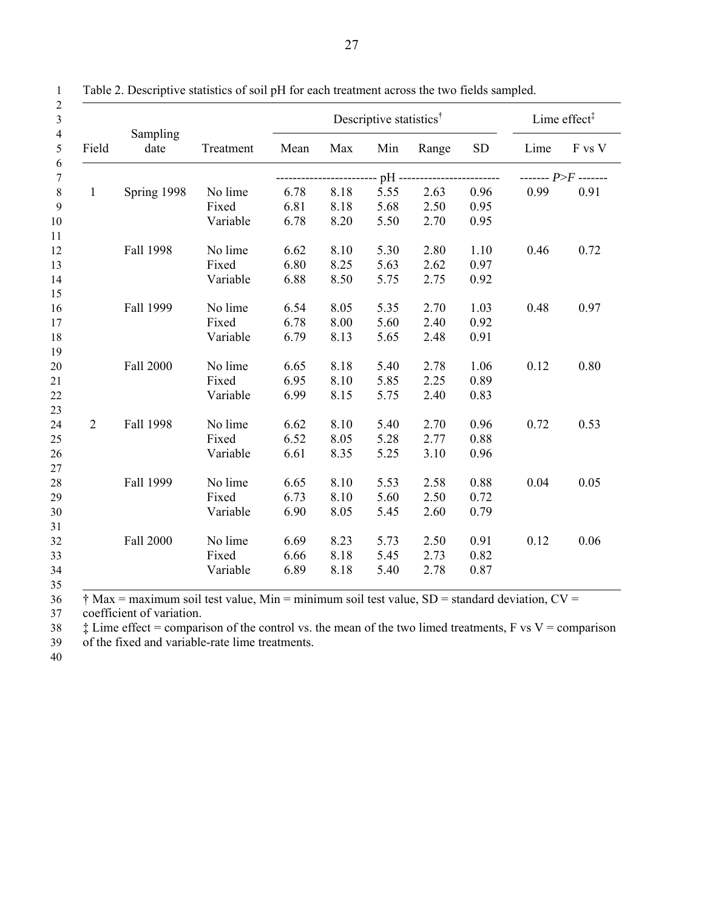Table 2. Descriptive statistics of soil pH for each treatment across the two fields sampled.

| Field | Sampling date | Treatment | Descriptive statistics† | | | | | Lime effect‡ | |
|---|---|---|---|---|---|---|---|---|---|
| | | | Mean | Max | Min | Range | SD | Lime | F vs V |
| | | | pH | | | | | *P>F* | |
| 1 | Spring 1998 | No lime | 6.78 | 8.18 | 5.55 | 2.63 | 0.96 | 0.99 | 0.91 |
| | | Fixed | 6.81 | 8.18 | 5.68 | 2.50 | 0.95 | | |
| | | Variable | 6.78 | 8.20 | 5.50 | 2.70 | 0.95 | | |
| | Fall 1998 | No lime | 6.62 | 8.10 | 5.30 | 2.80 | 1.10 | 0.46 | 0.72 |
| | | Fixed | 6.80 | 8.25 | 5.63 | 2.62 | 0.97 | | |
| | | Variable | 6.88 | 8.50 | 5.75 | 2.75 | 0.92 | | |
| | Fall 1999 | No lime | 6.54 | 8.05 | 5.35 | 2.70 | 1.03 | 0.48 | 0.97 |
| | | Fixed | 6.78 | 8.00 | 5.60 | 2.40 | 0.92 | | |
| | | Variable | 6.79 | 8.13 | 5.65 | 2.48 | 0.91 | | |
| | Fall 2000 | No lime | 6.65 | 8.18 | 5.40 | 2.78 | 1.06 | 0.12 | 0.80 |
| | | Fixed | 6.95 | 8.10 | 5.85 | 2.25 | 0.89 | | |
| | | Variable | 6.99 | 8.15 | 5.75 | 2.40 | 0.83 | | |
| 2 | Fall 1998 | No lime | 6.62 | 8.10 | 5.40 | 2.70 | 0.96 | 0.72 | 0.53 |
| | | Fixed | 6.52 | 8.05 | 5.28 | 2.77 | 0.88 | | |
| | | Variable | 6.61 | 8.35 | 5.25 | 3.10 | 0.96 | | |
| | Fall 1999 | No lime | 6.65 | 8.10 | 5.53 | 2.58 | 0.88 | 0.04 | 0.05 |
| | | Fixed | 6.73 | 8.10 | 5.60 | 2.50 | 0.72 | | |
| | | Variable | 6.90 | 8.05 | 5.45 | 2.60 | 0.79 | | |
| | Fall 2000 | No lime | 6.69 | 8.23 | 5.73 | 2.50 | 0.91 | 0.12 | 0.06 |
| | | Fixed | 6.66 | 8.18 | 5.45 | 2.73 | 0.82 | | |
| | | Variable | 6.89 | 8.18 | 5.40 | 2.78 | 0.87 | | |

† Max = maximum soil test value, Min = minimum soil test value, SD = standard deviation, CV = coefficient of variation.

‡ Lime effect = comparison of the control vs. the mean of the two limed treatments, F vs V = comparison of the fixed and variable-rate lime treatments.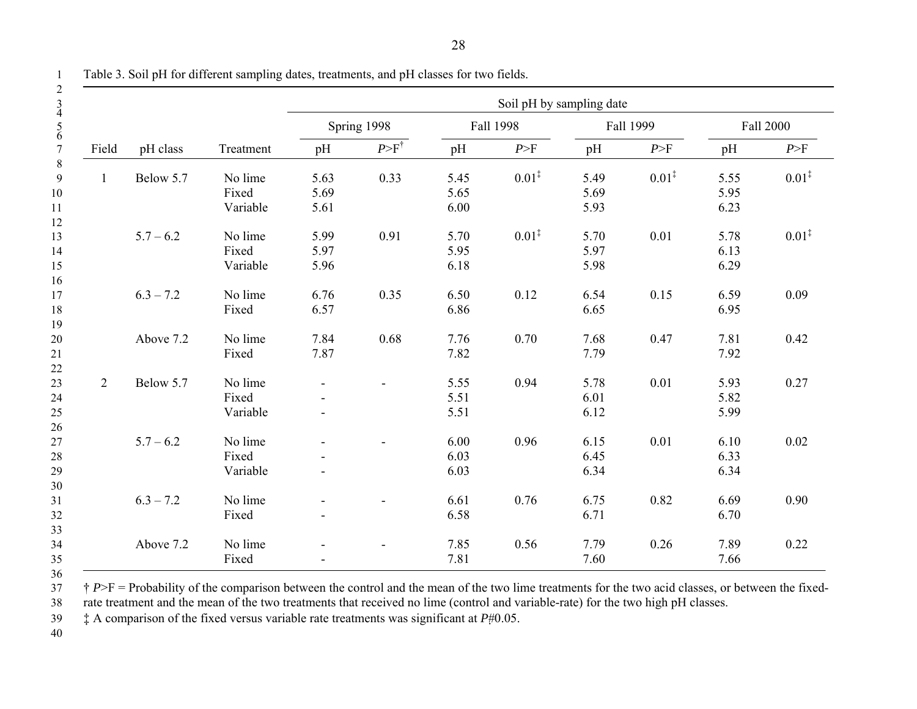Table 3. Soil pH for different sampling dates, treatments, and pH classes for two fields.

| | | | Soil pH by sampling date | | | | | | | |
|---|---|---|---|---|---|---|---|---|---|---|
| | | | Spring 1998 | | Fall 1998 | | Fall 1999 | | Fall 2000 | |
| Field | pH class | Treatment | pH | *P*>F† | pH | *P*>F | pH | *P*>F | pH | *P*>F |
| 1 | Below 5.7 | No lime | 5.63 | 0.33 | 5.45 | 0.01‡ | 5.49 | 0.01‡ | 5.55 | 0.01‡ |
| | | Fixed | 5.69 | | 5.65 | | 5.69 | | 5.95 | |
| | | Variable | 5.61 | | 6.00 | | 5.93 | | 6.23 | |
| | 5.7 – 6.2 | No lime | 5.99 | 0.91 | 5.70 | 0.01‡ | 5.70 | 0.01 | 5.78 | 0.01‡ |
| | | Fixed | 5.97 | | 5.95 | | 5.97 | | 6.13 | |
| | | Variable | 5.96 | | 6.18 | | 5.98 | | 6.29 | |
| | 6.3 – 7.2 | No lime | 6.76 | 0.35 | 6.50 | 0.12 | 6.54 | 0.15 | 6.59 | 0.09 |
| | | Fixed | 6.57 | | 6.86 | | 6.65 | | 6.95 | |
| | Above 7.2 | No lime | 7.84 | 0.68 | 7.76 | 0.70 | 7.68 | 0.47 | 7.81 | 0.42 |
| | | Fixed | 7.87 | | 7.82 | | 7.79 | | 7.92 | |
| 2 | Below 5.7 | No lime | - | - | 5.55 | 0.94 | 5.78 | 0.01 | 5.93 | 0.27 |
| | | Fixed | - | | 5.51 | | 6.01 | | 5.82 | |
| | | Variable | - | | 5.51 | | 6.12 | | 5.99 | |
| | 5.7 – 6.2 | No lime | - | - | 6.00 | 0.96 | 6.15 | 0.01 | 6.10 | 0.02 |
| | | Fixed | - | | 6.03 | | 6.45 | | 6.33 | |
| | | Variable | - | | 6.03 | | 6.34 | | 6.34 | |
| | 6.3 – 7.2 | No lime | - | - | 6.61 | 0.76 | 6.75 | 0.82 | 6.69 | 0.90 |
| | | Fixed | - | | 6.58 | | 6.71 | | 6.70 | |
| | Above 7.2 | No lime | - | - | 7.85 | 0.56 | 7.79 | 0.26 | 7.89 | 0.22 |
| | | Fixed | - | | 7.81 | | 7.60 | | 7.66 | |

† *P*>F = Probability of the comparison between the control and the mean of the two lime treatments for the two acid classes, or between the fixed-rate treatment and the mean of the two treatments that received no lime (control and variable-rate) for the two high pH classes.

‡ A comparison of the fixed versus variable rate treatments was significant at *P*#0.05.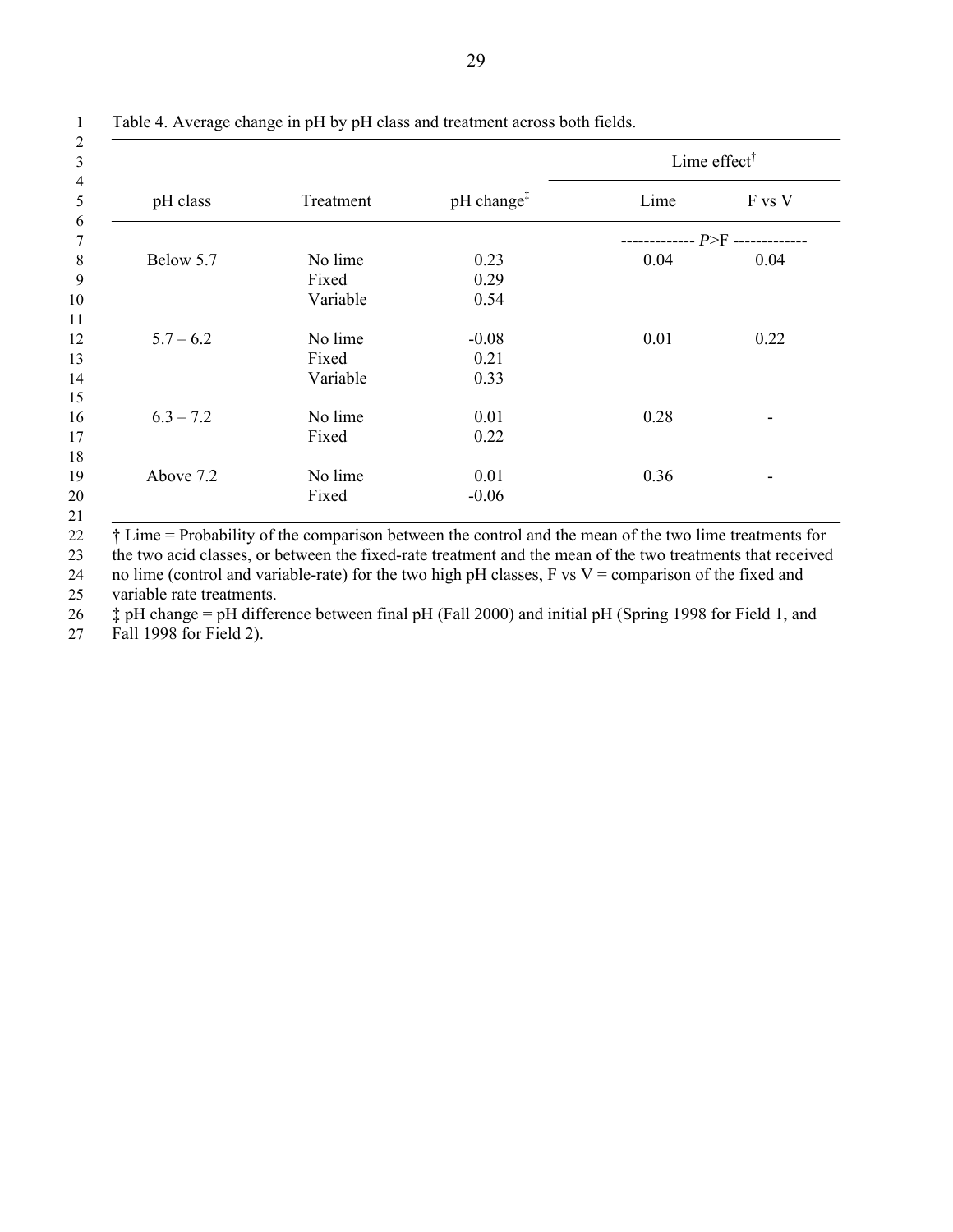Table 4. Average change in pH by pH class and treatment across both fields.

| pH class | Treatment | pH change‡ | Lime effect† | |
|---|---|---|---|---|
| | | | Lime | F vs V |
| | | | ------------- $P$>F ------------- | |
| Below 5.7 | No lime | 0.23 | 0.04 | 0.04 |
| | Fixed | 0.29 | | |
| | Variable | 0.54 | | |
| 5.7 – 6.2 | No lime | -0.08 | 0.01 | 0.22 |
| | Fixed | 0.21 | | |
| | Variable | 0.33 | | |
| 6.3 – 7.2 | No lime | 0.01 | 0.28 | - |
| | Fixed | 0.22 | | |
| Above 7.2 | No lime | 0.01 | 0.36 | - |
| | Fixed | -0.06 | | |

† Lime = Probability of the comparison between the control and the mean of the two lime treatments for the two acid classes, or between the fixed-rate treatment and the mean of the two treatments that received no lime (control and variable-rate) for the two high pH classes, F vs V = comparison of the fixed and variable rate treatments.

‡ pH change = pH difference between final pH (Fall 2000) and initial pH (Spring 1998 for Field 1, and Fall 1998 for Field 2).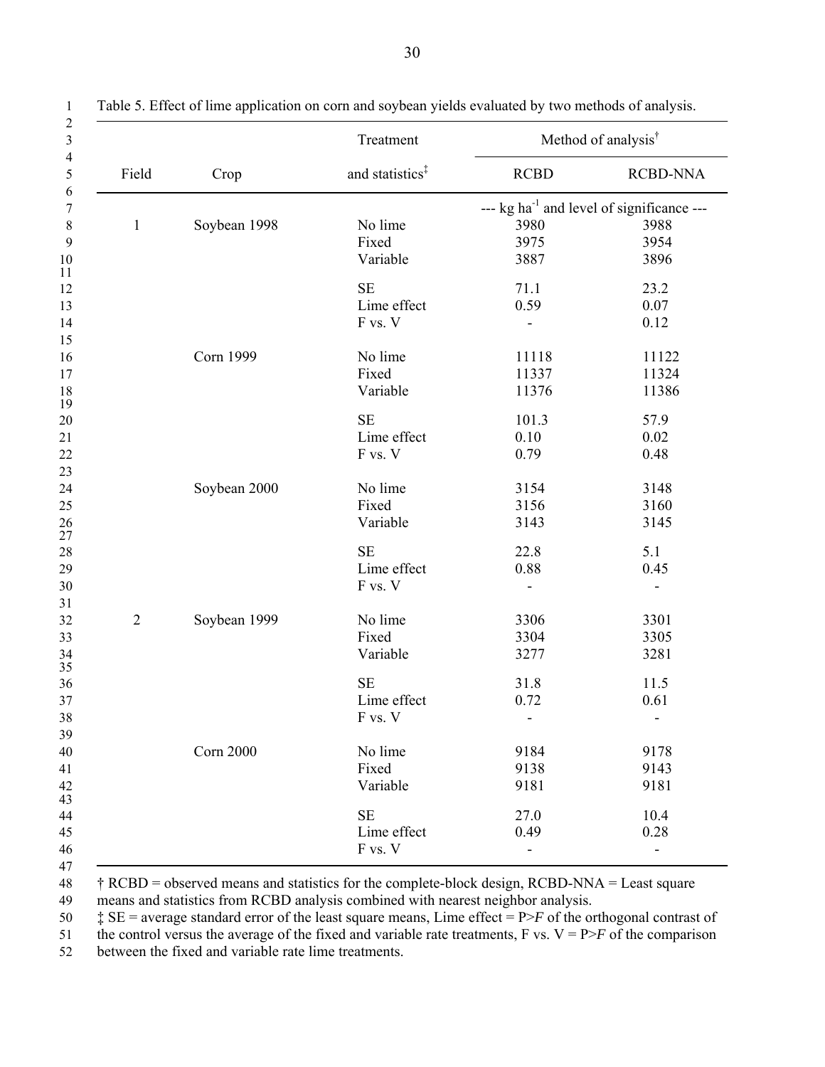Table 5. Effect of lime application on corn and soybean yields evaluated by two methods of analysis.

| Field | Crop | Treatment and statistics‡ | Method of analysis† | |
|---|---|---|---|---|
| | | | RCBD | RCBD-NNA |
| | | | --- kg ha$^{-1}$ and level of significance --- | |
| 1 | Soybean 1998 | No lime | 3980 | 3988 |
| | | Fixed | 3975 | 3954 |
| | | Variable | 3887 | 3896 |
| | | SE | 71.1 | 23.2 |
| | | Lime effect | 0.59 | 0.07 |
| | | F vs. V | - | 0.12 |
| | Corn 1999 | No lime | 11118 | 11122 |
| | | Fixed | 11337 | 11324 |
| | | Variable | 11376 | 11386 |
| | | SE | 101.3 | 57.9 |
| | | Lime effect | 0.10 | 0.02 |
| | | F vs. V | 0.79 | 0.48 |
| | Soybean 2000 | No lime | 3154 | 3148 |
| | | Fixed | 3156 | 3160 |
| | | Variable | 3143 | 3145 |
| | | SE | 22.8 | 5.1 |
| | | Lime effect | 0.88 | 0.45 |
| | | F vs. V | - | - |
| 2 | Soybean 1999 | No lime | 3306 | 3301 |
| | | Fixed | 3304 | 3305 |
| | | Variable | 3277 | 3281 |
| | | SE | 31.8 | 11.5 |
| | | Lime effect | 0.72 | 0.61 |
| | | F vs. V | - | - |
| | Corn 2000 | No lime | 9184 | 9178 |
| | | Fixed | 9138 | 9143 |
| | | Variable | 9181 | 9181 |
| | | SE | 27.0 | 10.4 |
| | | Lime effect | 0.49 | 0.28 |
| | | F vs. V | - | - |

† RCBD = observed means and statistics for the complete-block design, RCBD-NNA = Least square means and statistics from RCBD analysis combined with nearest neighbor analysis.

‡ SE = average standard error of the least square means, Lime effect = P>*F* of the orthogonal contrast of the control versus the average of the fixed and variable rate treatments, F vs. V = P>*F* of the comparison between the fixed and variable rate lime treatments.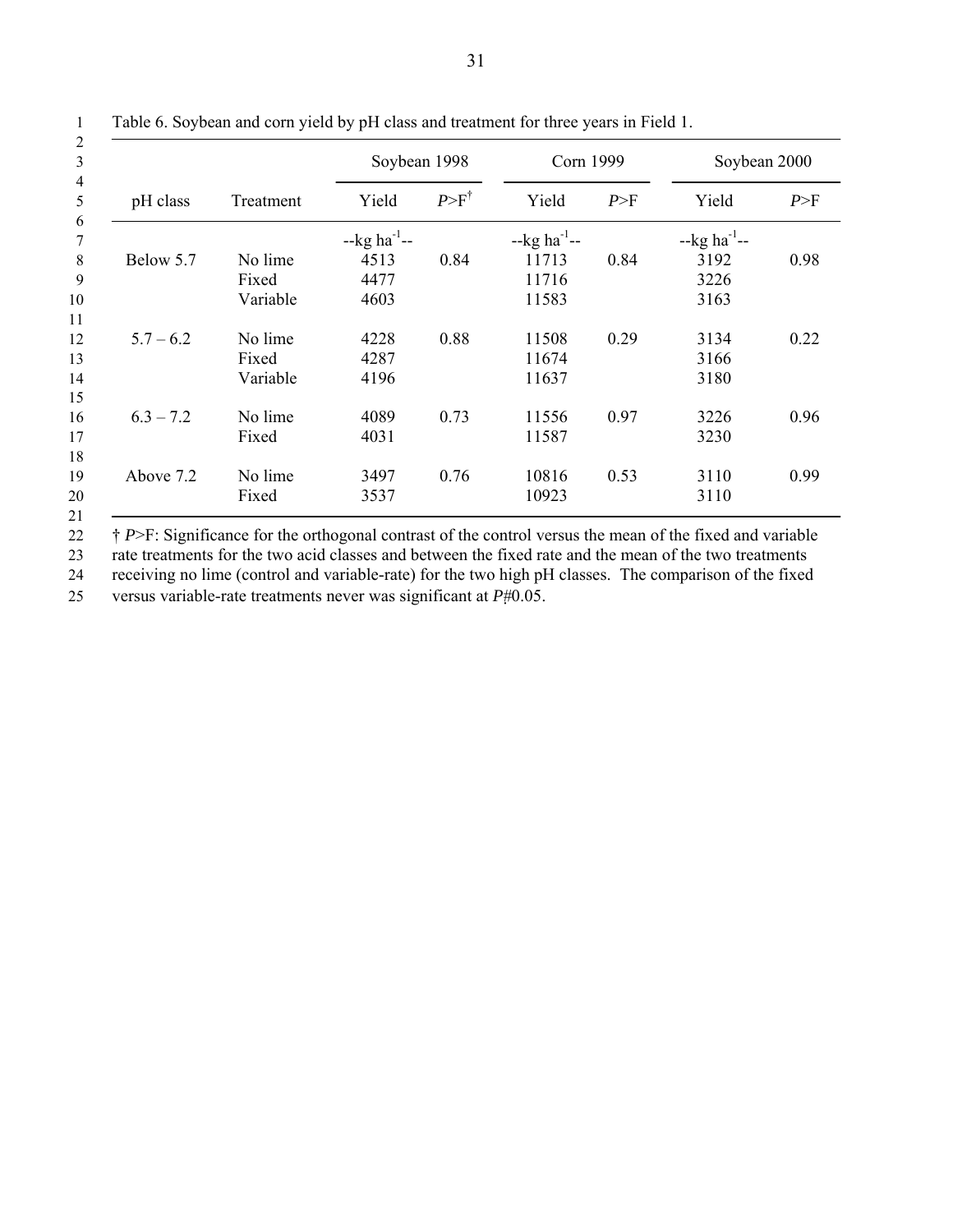Table 6. Soybean and corn yield by pH class and treatment for three years in Field 1.

| pH class | Treatment | Soybean 1998 | | Corn 1999 | | Soybean 2000 | |
|---|---|---|---|---|---|---|---|
| | | Yield | $P$>F† | Yield | $P$>F | Yield | $P$>F |
| | | --kg ha$^{-1}$-- | | --kg ha$^{-1}$-- | | --kg ha$^{-1}$-- | |
| Below 5.7 | No lime | 4513 | 0.84 | 11713 | 0.84 | 3192 | 0.98 |
| | Fixed | 4477 | | 11716 | | 3226 | |
| | Variable | 4603 | | 11583 | | 3163 | |
| 5.7 – 6.2 | No lime | 4228 | 0.88 | 11508 | 0.29 | 3134 | 0.22 |
| | Fixed | 4287 | | 11674 | | 3166 | |
| | Variable | 4196 | | 11637 | | 3180 | |
| 6.3 – 7.2 | No lime | 4089 | 0.73 | 11556 | 0.97 | 3226 | 0.96 |
| | Fixed | 4031 | | 11587 | | 3230 | |
| Above 7.2 | No lime | 3497 | 0.76 | 10816 | 0.53 | 3110 | 0.99 |
| | Fixed | 3537 | | 10923 | | 3110 | |

† $P$>F: Significance for the orthogonal contrast of the control versus the mean of the fixed and variable rate treatments for the two acid classes and between the fixed rate and the mean of the two treatments receiving no lime (control and variable-rate) for the two high pH classes. The comparison of the fixed versus variable-rate treatments never was significant at $P \leq 0.05$.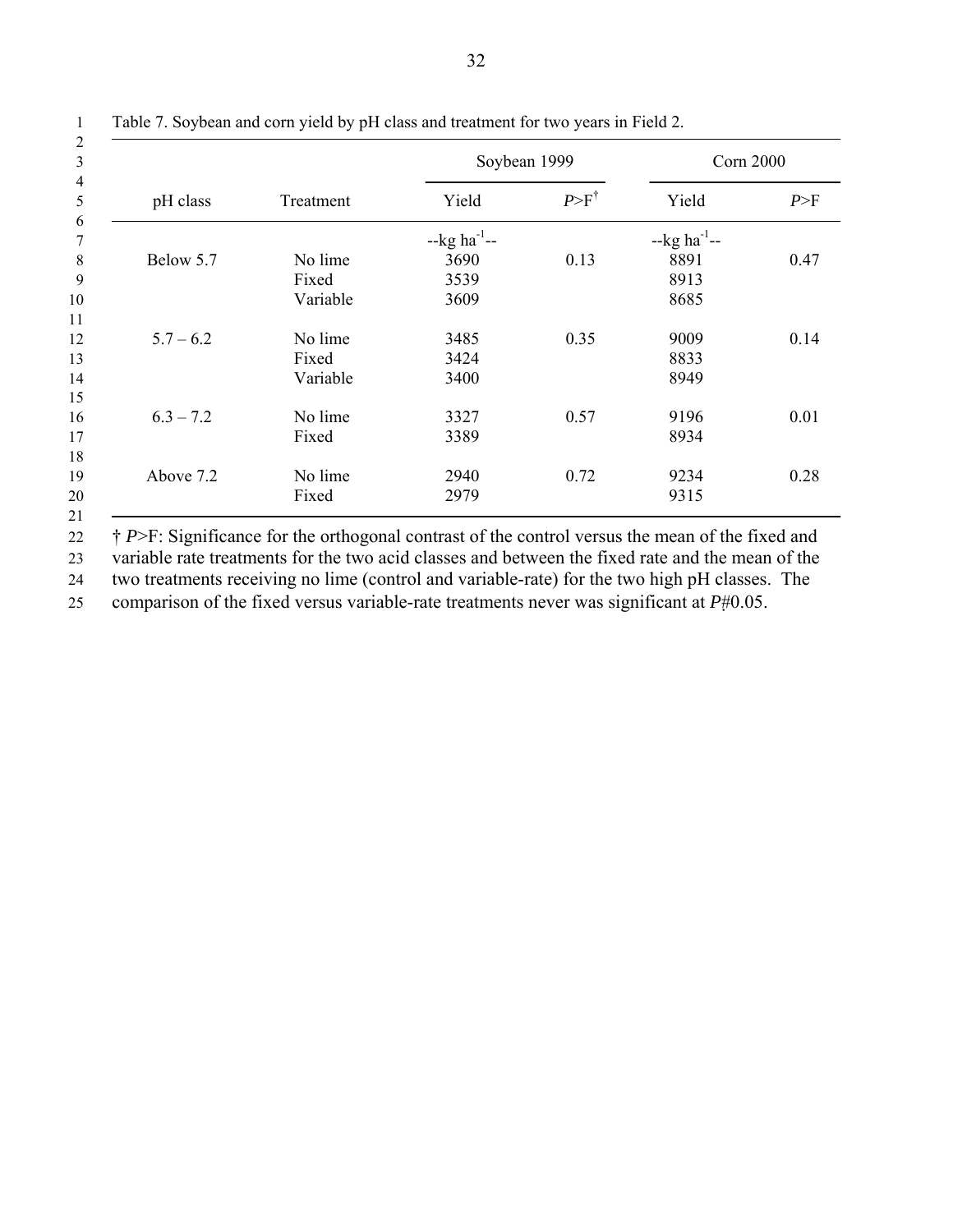Table 7. Soybean and corn yield by pH class and treatment for two years in Field 2.

| | | Soybean 1999 | | Corn 2000 | |
|---|---|---|---|---|---|
| pH class | Treatment | Yield | *P*>F† | Yield | *P*>F |
| | | --kg ha$^{-1}$-- | | --kg ha$^{-1}$-- | |
| Below 5.7 | No lime | 3690 | 0.13 | 8891 | 0.47 |
| | Fixed | 3539 | | 8913 | |
| | Variable | 3609 | | 8685 | |
| 5.7 – 6.2 | No lime | 3485 | 0.35 | 9009 | 0.14 |
| | Fixed | 3424 | | 8833 | |
| | Variable | 3400 | | 8949 | |
| 6.3 – 7.2 | No lime | 3327 | 0.57 | 9196 | 0.01 |
| | Fixed | 3389 | | 8934 | |
| Above 7.2 | No lime | 2940 | 0.72 | 9234 | 0.28 |
| | Fixed | 2979 | | 9315 | |

† *P*>F: Significance for the orthogonal contrast of the control versus the mean of the fixed and variable rate treatments for the two acid classes and between the fixed rate and the mean of the two treatments receiving no lime (control and variable-rate) for the two high pH classes. The comparison of the fixed versus variable-rate treatments never was significant at $P \leq 0.05$.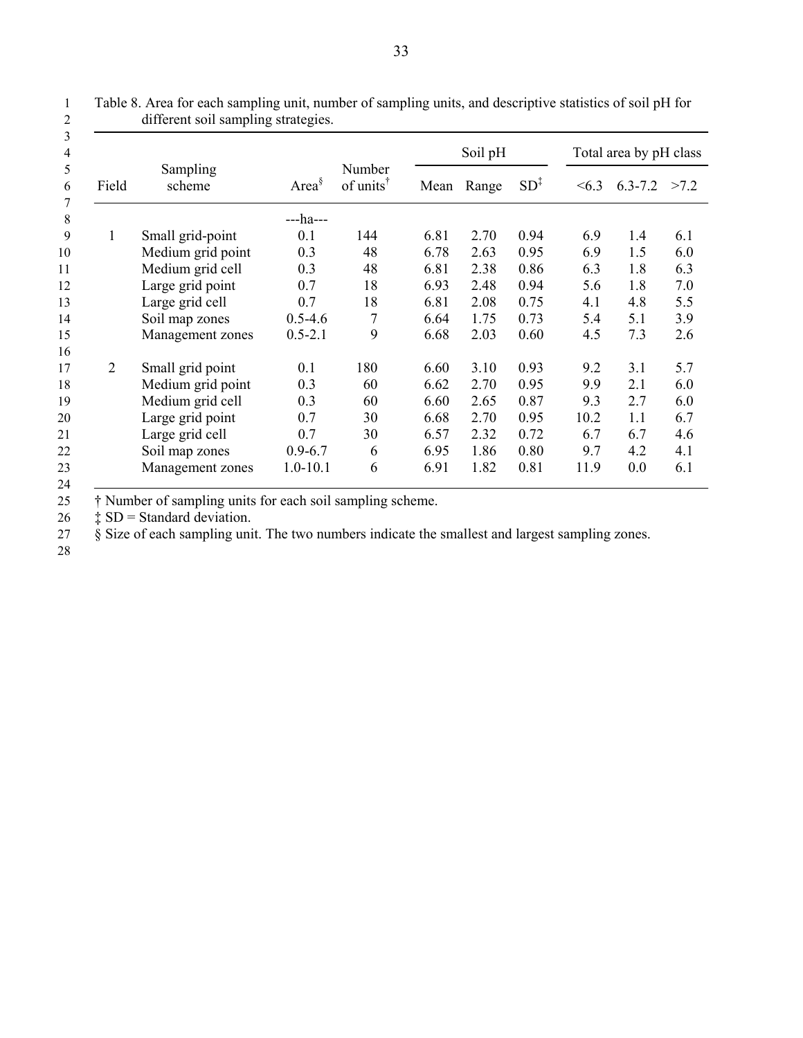Table 8. Area for each sampling unit, number of sampling units, and descriptive statistics of soil pH for different soil sampling strategies.

| Field | Sampling scheme | Area§ | Number of units† | Soil pH | | | Total area by pH class | | |
|---|---|---|---|---|---|---|---|---|---|
| | | | | Mean | Range | SD‡ | <6.3 | 6.3-7.2 | >7.2 |
| | | ---ha--- | | | | | | | |
| 1 | Small grid-point | 0.1 | 144 | 6.81 | 2.70 | 0.94 | 6.9 | 1.4 | 6.1 |
| | Medium grid point | 0.3 | 48 | 6.78 | 2.63 | 0.95 | 6.9 | 1.5 | 6.0 |
| | Medium grid cell | 0.3 | 48 | 6.81 | 2.38 | 0.86 | 6.3 | 1.8 | 6.3 |
| | Large grid point | 0.7 | 18 | 6.93 | 2.48 | 0.94 | 5.6 | 1.8 | 7.0 |
| | Large grid cell | 0.7 | 18 | 6.81 | 2.08 | 0.75 | 4.1 | 4.8 | 5.5 |
| | Soil map zones | 0.5-4.6 | 7 | 6.64 | 1.75 | 0.73 | 5.4 | 5.1 | 3.9 |
| | Management zones | 0.5-2.1 | 9 | 6.68 | 2.03 | 0.60 | 4.5 | 7.3 | 2.6 |
| 2 | Small grid point | 0.1 | 180 | 6.60 | 3.10 | 0.93 | 9.2 | 3.1 | 5.7 |
| | Medium grid point | 0.3 | 60 | 6.62 | 2.70 | 0.95 | 9.9 | 2.1 | 6.0 |
| | Medium grid cell | 0.3 | 60 | 6.60 | 2.65 | 0.87 | 9.3 | 2.7 | 6.0 |
| | Large grid point | 0.7 | 30 | 6.68 | 2.70 | 0.95 | 10.2 | 1.1 | 6.7 |
| | Large grid cell | 0.7 | 30 | 6.57 | 2.32 | 0.72 | 6.7 | 6.7 | 4.6 |
| | Soil map zones | 0.9-6.7 | 6 | 6.95 | 1.86 | 0.80 | 9.7 | 4.2 | 4.1 |
| | Management zones | 1.0-10.1 | 6 | 6.91 | 1.82 | 0.81 | 11.9 | 0.0 | 6.1 |

† Number of sampling units for each soil sampling scheme.

‡ SD = Standard deviation.

§ Size of each sampling unit. The two numbers indicate the smallest and largest sampling zones.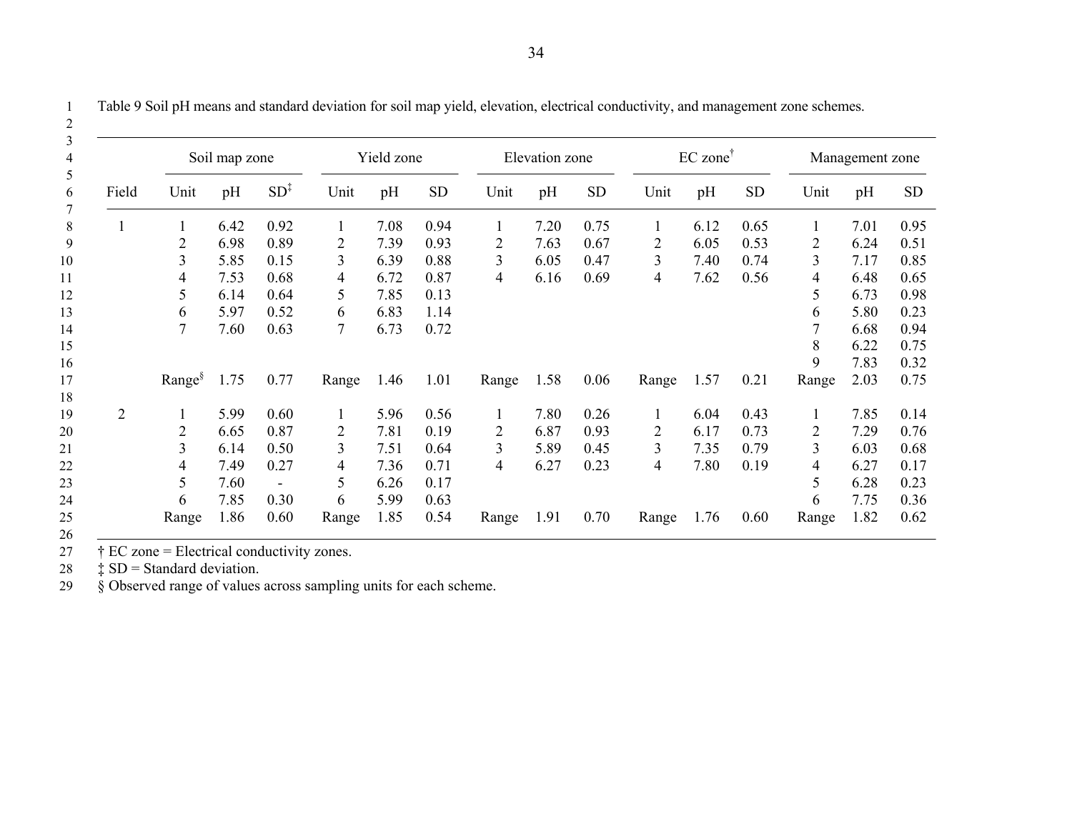Table 9 Soil pH means and standard deviation for soil map yield, elevation, electrical conductivity, and management zone schemes.

| | Soil map zone | | | Yield zone | | | Elevation zone | | | EC zone† | | | Management zone | | |
|---|---|---|---|---|---|---|---|---|---|---|---|---|---|---|---|
| Field | Unit | pH | SD‡ | Unit | pH | SD | Unit | pH | SD | Unit | pH | SD | Unit | pH | SD |
| 1 | 1 | 6.42 | 0.92 | 1 | 7.08 | 0.94 | 1 | 7.20 | 0.75 | 1 | 6.12 | 0.65 | 1 | 7.01 | 0.95 |
| | 2 | 6.98 | 0.89 | 2 | 7.39 | 0.93 | 2 | 7.63 | 0.67 | 2 | 6.05 | 0.53 | 2 | 6.24 | 0.51 |
| | 3 | 5.85 | 0.15 | 3 | 6.39 | 0.88 | 3 | 6.05 | 0.47 | 3 | 7.40 | 0.74 | 3 | 7.17 | 0.85 |
| | 4 | 7.53 | 0.68 | 4 | 6.72 | 0.87 | 4 | 6.16 | 0.69 | 4 | 7.62 | 0.56 | 4 | 6.48 | 0.65 |
| | 5 | 6.14 | 0.64 | 5 | 7.85 | 0.13 | | | | | | | 5 | 6.73 | 0.98 |
| | 6 | 5.97 | 0.52 | 6 | 6.83 | 1.14 | | | | | | | 6 | 5.80 | 0.23 |
| | 7 | 7.60 | 0.63 | 7 | 6.73 | 0.72 | | | | | | | 7 | 6.68 | 0.94 |
| | | | | | | | | | | | | | 8 | 6.22 | 0.75 |
| | | | | | | | | | | | | | 9 | 7.83 | 0.32 |
| | Range§ | 1.75 | 0.77 | Range | 1.46 | 1.01 | Range | 1.58 | 0.06 | Range | 1.57 | 0.21 | Range | 2.03 | 0.75 |
| 2 | 1 | 5.99 | 0.60 | 1 | 5.96 | 0.56 | 1 | 7.80 | 0.26 | 1 | 6.04 | 0.43 | 1 | 7.85 | 0.14 |
| | 2 | 6.65 | 0.87 | 2 | 7.81 | 0.19 | 2 | 6.87 | 0.93 | 2 | 6.17 | 0.73 | 2 | 7.29 | 0.76 |
| | 3 | 6.14 | 0.50 | 3 | 7.51 | 0.64 | 3 | 5.89 | 0.45 | 3 | 7.35 | 0.79 | 3 | 6.03 | 0.68 |
| | 4 | 7.49 | 0.27 | 4 | 7.36 | 0.71 | 4 | 6.27 | 0.23 | 4 | 7.80 | 0.19 | 4 | 6.27 | 0.17 |
| | 5 | 7.60 | - | 5 | 6.26 | 0.17 | | | | | | | 5 | 6.28 | 0.23 |
| | 6 | 7.85 | 0.30 | 6 | 5.99 | 0.63 | | | | | | | 6 | 7.75 | 0.36 |
| | Range | 1.86 | 0.60 | Range | 1.85 | 0.54 | Range | 1.91 | 0.70 | Range | 1.76 | 0.60 | Range | 1.82 | 0.62 |

† EC zone = Electrical conductivity zones.
‡ SD = Standard deviation.
§ Observed range of values across sampling units for each scheme.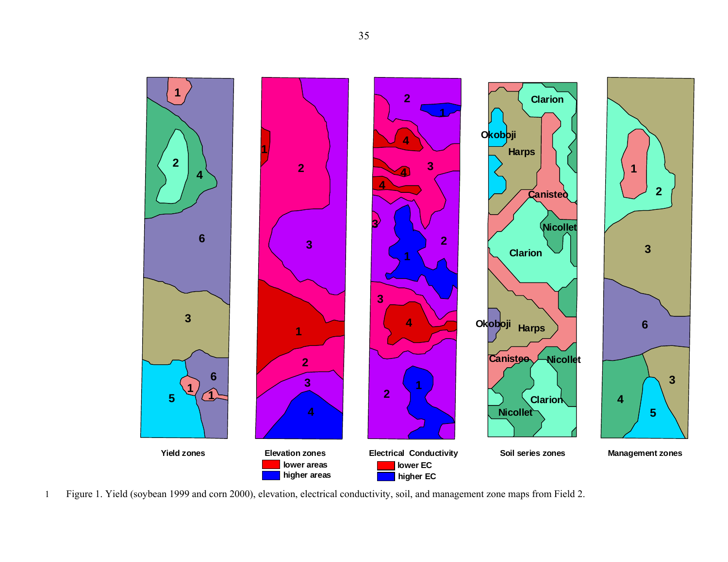Figure 1. Yield (soybean 1999 and corn 2000), elevation, electrical conductivity, soil, and management zone maps from Field 2.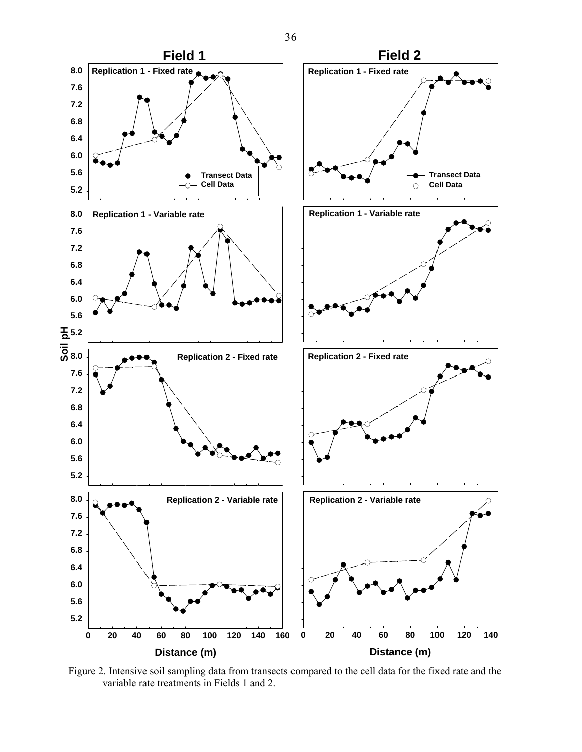Field 1

Field 2

Replication 1 - Fixed rate

Replication 1 - Variable rate

Replication 2 - Fixed rate

Replication 2 - Variable rate

Transect Data

Cell Data

Soil pH

8.0
7.6
7.2
6.8
6.4
6.0
5.6
5.2

0 20 40 60 80 100 120 140 160

0 20 40 60 80 100 120 140

Distance (m)

Distance (m)

Figure 2. Intensive soil sampling data from transects compared to the cell data for the fixed rate and the variable rate treatments in Fields 1 and 2.